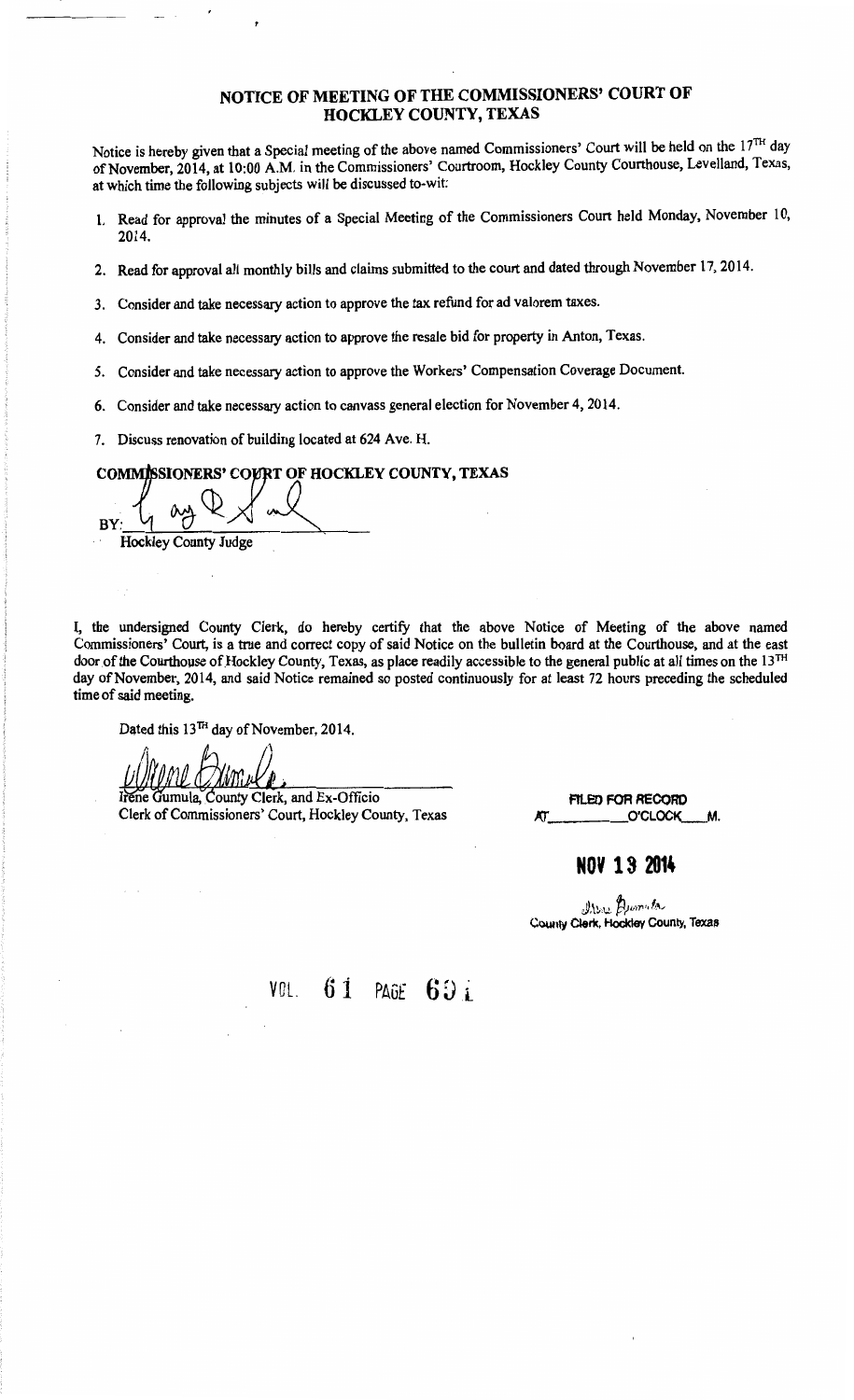# NOTICE OF MEETING OF THE COMMISSIONERS' COURT OF HOCKLEY COUNTY, TEXAS

Notice is hereby given that a Special meeting of the above named Commissioners' Court will be held on the 17TH day of November, 2014, at 10:00 A.M. in the Commissioners' Courtroom, Hockley County Courthouse, Levelland, Texas, at which time the following subjects will be discussed to-wit:

1. Read for approval the minutes of a Special Meeting of the Commissioners Court held Monday, November 10, 2014.
2. Read for approval all monthly bills and claims submitted to the court and dated through November 17, 2014.
3. Consider and take necessary action to approve the tax refund for ad valorem taxes.
4. Consider and take necessary action to approve the resale bid for property in Anton, Texas.
5. Consider and take necessary action to approve the Workers' Compensation Coverage Document.
6. Consider and take necessary action to canvass general election for November 4, 2014.
7. Discuss renovation of building located at 624 Ave. H.

**COMMISSIONERS' COURT OF HOCKLEY COUNTY, TEXAS**

BY: ______________________

Hockley County Judge

I, the undersigned County Clerk, do hereby certify that the above Notice of Meeting of the above named Commissioners' Court, is a true and correct copy of said Notice on the bulletin board at the Courthouse, and at the east door of the Courthouse of Hockley County, Texas, as place readily accessible to the general public at all times on the 13TH day of November, 2014, and said Notice remained so posted continuously for at least 72 hours preceding the scheduled time of said meeting.

Dated this 13TH day of November, 2014.

______________________

Irene Gumula, County Clerk, and Ex-Officio
Clerk of Commissioners' Court, Hockley County, Texas

FILED FOR RECORD
AT________O'CLOCK____M.

**NOV 13 2014**

County Clerk, Hockley County, Texas

VOL. 61 PAGE 691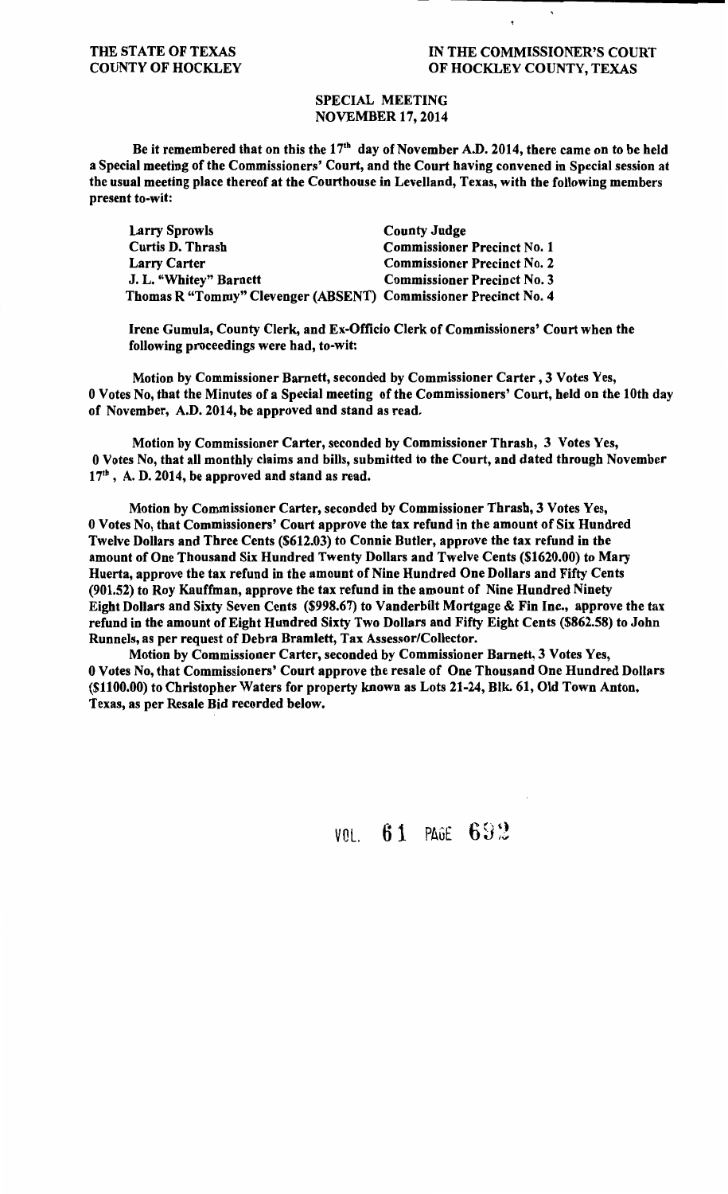THE STATE OF TEXAS
COUNTY OF HOCKLEY

IN THE COMMISSIONER'S COURT
OF HOCKLEY COUNTY, TEXAS

**SPECIAL MEETING**
**NOVEMBER 17, 2014**

Be it remembered that on this the 17th day of November A.D. 2014, there came on to be held a Special meeting of the Commissioners' Court, and the Court having convened in Special session at the usual meeting place thereof at the Courthouse in Levelland, Texas, with the following members present to-wit:

| | |
|---|---|
| Larry Sprowls | County Judge |
| Curtis D. Thrash | Commissioner Precinct No. 1 |
| Larry Carter | Commissioner Precinct No. 2 |
| J. L. "Whitey" Barnett | Commissioner Precinct No. 3 |
| Thomas R "Tommy" Clevenger (ABSENT) | Commissioner Precinct No. 4 |

Irene Gumula, County Clerk, and Ex-Officio Clerk of Commissioners' Court when the following proceedings were had, to-wit:

Motion by Commissioner Barnett, seconded by Commissioner Carter , 3 Votes Yes, 0 Votes No, that the Minutes of a Special meeting of the Commissioners' Court, held on the 10th day of November, A.D. 2014, be approved and stand as read.

Motion by Commissioner Carter, seconded by Commissioner Thrash, 3 Votes Yes, 0 Votes No, that all monthly claims and bills, submitted to the Court, and dated through November 17th , A. D. 2014, be approved and stand as read.

Motion by Commissioner Carter, seconded by Commissioner Thrash, 3 Votes Yes, 0 Votes No, that Commissioners' Court approve the tax refund in the amount of Six Hundred Twelve Dollars and Three Cents ($612.03) to Connie Butler, approve the tax refund in the amount of One Thousand Six Hundred Twenty Dollars and Twelve Cents ($1620.00) to Mary Huerta, approve the tax refund in the amount of Nine Hundred One Dollars and Fifty Cents (901.52) to Roy Kauffman, approve the tax refund in the amount of Nine Hundred Ninety Eight Dollars and Sixty Seven Cents ($998.67) to Vanderbilt Mortgage & Fin Inc., approve the tax refund in the amount of Eight Hundred Sixty Two Dollars and Fifty Eight Cents ($862.58) to John Runnels, as per request of Debra Bramlett, Tax Assessor/Collector.

Motion by Commissioner Carter, seconded by Commissioner Barnett, 3 Votes Yes, 0 Votes No, that Commissioners' Court approve the resale of One Thousand One Hundred Dollars ($1100.00) to Christopher Waters for property known as Lots 21-24, Blk. 61, Old Town Anton, Texas, as per Resale Bid recorded below.

VOL. 61 PAGE 692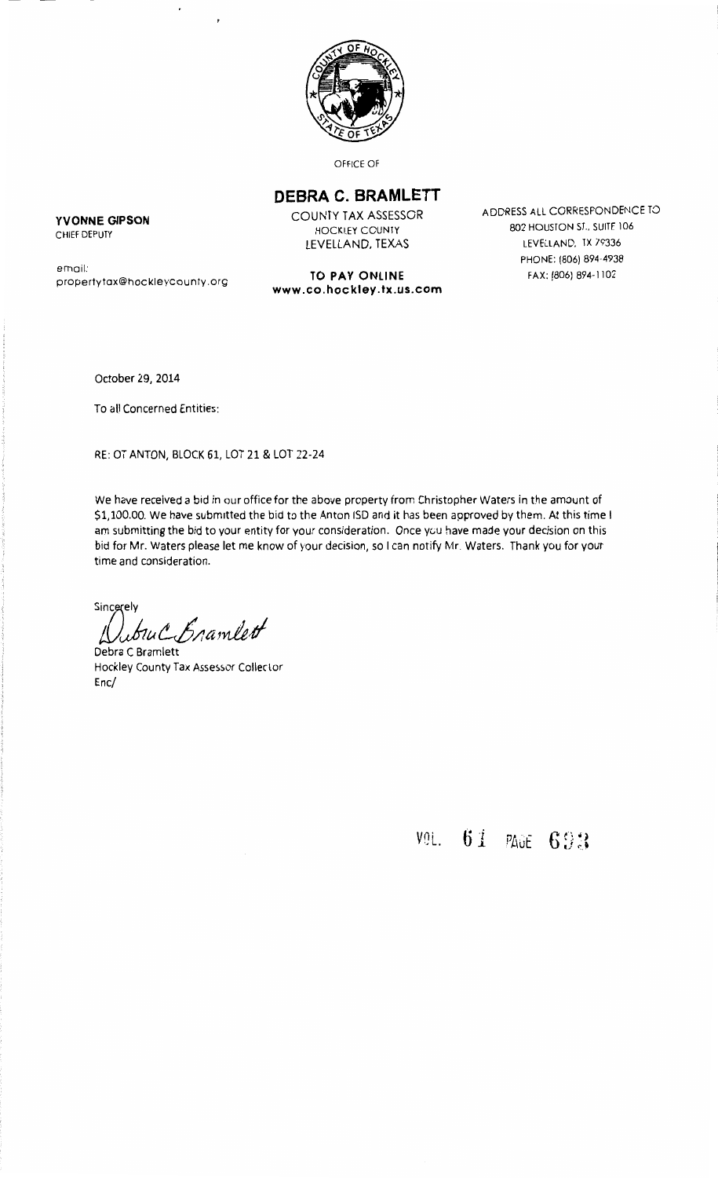OFFICE OF

## DEBRA C. BRAMLETT

**YVONNE GIPSON**
CHIEF DEPUTY

email:
propertytax@hockleycounty.org

COUNTY TAX ASSESSOR
HOCKLEY COUNTY
LEVELLAND, TEXAS

**TO PAY ONLINE**
**www.co.hockley.tx.us.com**

ADDRESS ALL CORRESPONDENCE TO
802 HOUSTON ST., SUITE 106
LEVELLAND, TX 79336
PHONE: (806) 894-4938
FAX: (806) 894-1102

October 29, 2014

To all Concerned Entities:

RE: OT ANTON, BLOCK 61, LOT 21 & LOT 22-24

We have received a bid in our office for the above property from Christopher Waters in the amount of $1,100.00. We have submitted the bid to the Anton ISD and it has been approved by them. At this time I am submitting the bid to your entity for your consideration. Once you have made your decision on this bid for Mr. Waters please let me know of your decision, so I can notify Mr. Waters. Thank you for your time and consideration.

Sincerely

Debra C Bramlett

Debra C Bramlett
Hockley County Tax Assessor Collector
Enc/

VOL. 61 PAGE 693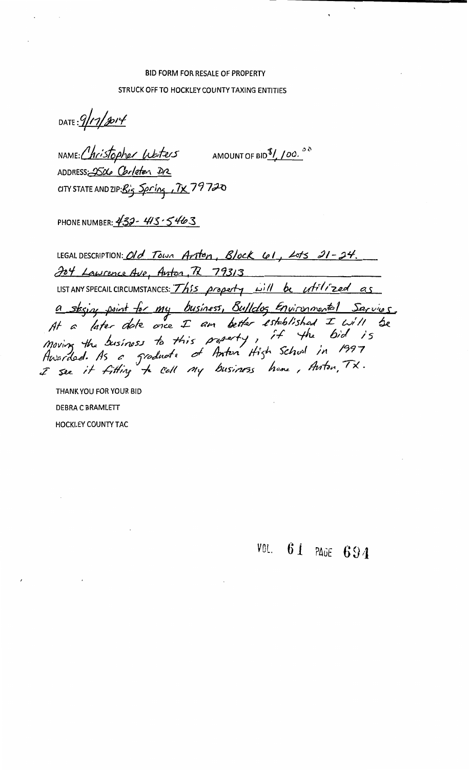BID FORM FOR RESALE OF PROPERTY

STRUCK OFF TO HOCKLEY COUNTY TAXING ENTITIES

DATE: 9/17/2014

NAME: Christopher Waters AMOUNT OF BID $1,100.00

ADDRESS: 2506 Carleton DR

CITY STATE AND ZIP: Big Spring, TX 79720

PHONE NUMBER: 432-413-5463

LEGAL DESCRIPTION: Old Town Anton, Block 61, Lots 21-24.
204 Lawrence Ave, Anton, TX 79313

LIST ANY SPECAIL CIRCUMSTANCES: This property will be utilized as a staging point for my business, Bulldog Environmental Services. At a later date once I am better established I will be moving the business to this property, if the bid is Awarded. As a graduate of Anton High School in 1997 I see it fitting to call my business home, Anton, TX.

THANK YOU FOR YOUR BID

DEBRA C BRAMLETT

HOCKLEY COUNTY TAC

VOL. 61 PAGE 694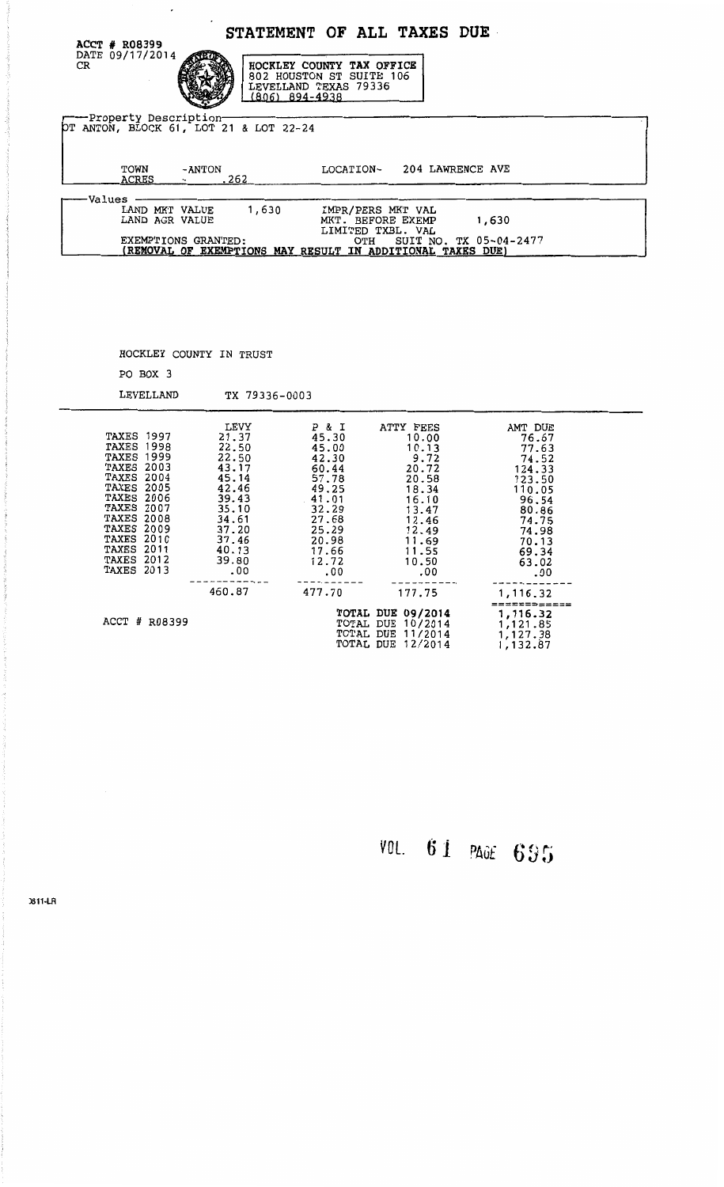# STATEMENT OF ALL TAXES DUE

ACCT # R08399
DATE 09/17/2014
CR

HOCKLEY COUNTY TAX OFFICE
802 HOUSTON ST SUITE 106
LEVELLAND TEXAS 79336
(806) 894-4938

**Property Description**
OT ANTON, BLOCK 61, LOT 21 & LOT 22-24

TOWN -ANTON LOCATION- 204 LAWRENCE AVE
ACRES .262

**Values**

| | | | |
|---|---|---|---|
| LAND MKT VALUE | 1,630 | IMPR/PERS MKT VAL | |
| LAND AGR VALUE | | MKT. BEFORE EXEMP | 1,630 |
| | | LIMITED TXBL. VAL | |
| EXEMPTIONS GRANTED: | | OTH | SUIT NO. TX 05-04-2477 |

(REMOVAL OF EXEMPTIONS MAY RESULT IN ADDITIONAL TAXES DUE)

HOCKLEY COUNTY IN TRUST
PO BOX 3
LEVELLAND TX 79336-0003

| | LEVY | P & I | ATTY FEES | AMT DUE |
|---|---|---|---|---|
| TAXES 1997 | 21.37 | 45.30 | 10.00 | 76.67 |
| TAXES 1998 | 22.50 | 45.00 | 10.13 | 77.63 |
| TAXES 1999 | 22.50 | 42.30 | 9.72 | 74.52 |
| TAXES 2003 | 43.17 | 60.44 | 20.72 | 124.33 |
| TAXES 2004 | 45.14 | 57.78 | 20.58 | 123.50 |
| TAXES 2005 | 42.46 | 49.25 | 18.34 | 110.05 |
| TAXES 2006 | 39.43 | 41.01 | 16.10 | 96.54 |
| TAXES 2007 | 35.10 | 32.29 | 13.47 | 80.86 |
| TAXES 2008 | 34.61 | 27.68 | 12.46 | 74.75 |
| TAXES 2009 | 37.20 | 25.29 | 12.49 | 74.98 |
| TAXES 2010 | 37.46 | 20.98 | 11.69 | 70.13 |
| TAXES 2011 | 40.13 | 17.66 | 11.55 | 69.34 |
| TAXES 2012 | 39.80 | 12.72 | 10.50 | 63.02 |
| TAXES 2013 | .00 | .00 | .00 | .00 |
| | 460.87 | 477.70 | 177.75 | 1,116.32 |

ACCT # R08399

| | |
|---|---|
| TOTAL DUE 09/2014 | 1,116.32 |
| TOTAL DUE 10/2014 | 1,121.85 |
| TOTAL DUE 11/2014 | 1,127.38 |
| TOTAL DUE 12/2014 | 1,132.87 |

VOL. 61 PAGE 695

3811-LR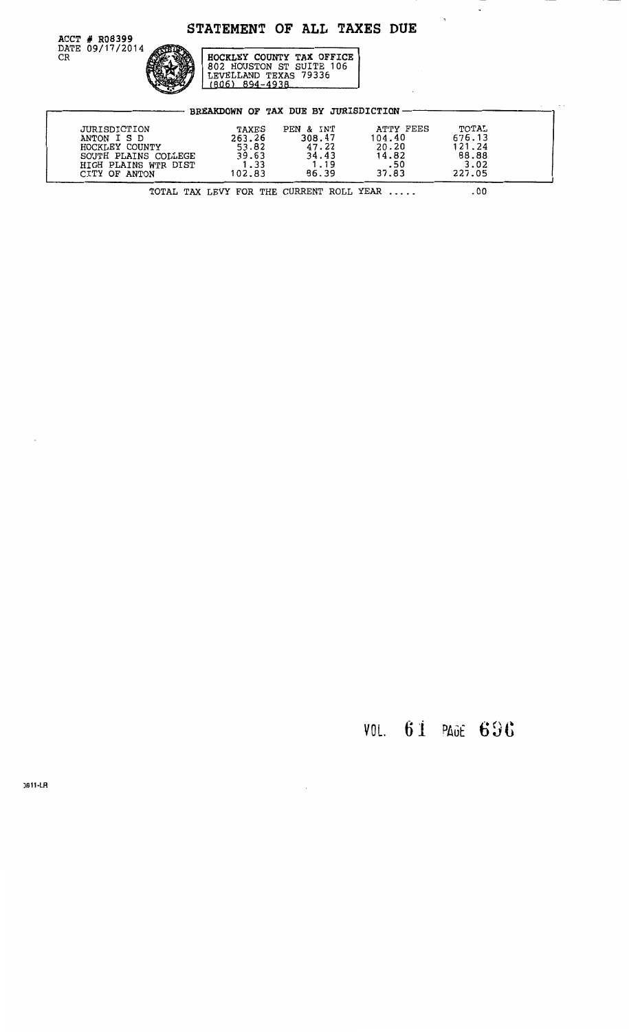# STATEMENT OF ALL TAXES DUE

ACCT # R08399
DATE 09/17/2014
CR

HOCKLEY COUNTY TAX OFFICE
802 HOUSTON ST SUITE 106
LEVELLAND TEXAS 79336
(806) 894-4938

## BREAKDOWN OF TAX DUE BY JURISDICTION

| JURISDICTION | TAXES | PEN & INT | ATTY FEES | TOTAL |
|---|---|---|---|---|
| ANTON I S D | 263.26 | 308.47 | 104.40 | 676.13 |
| HOCKLEY COUNTY | 53.82 | 47.22 | 20.20 | 121.24 |
| SOUTH PLAINS COLLEGE | 39.63 | 34.43 | 14.82 | 88.88 |
| HIGH PLAINS WTR DIST | 1.33 | 1.19 | .50 | 3.02 |
| CITY OF ANTON | 102.83 | 86.39 | 37.83 | 227.05 |

TOTAL TAX LEVY FOR THE CURRENT ROLL YEAR ..... .00

VOL. 61 PAGE 696

)811-LR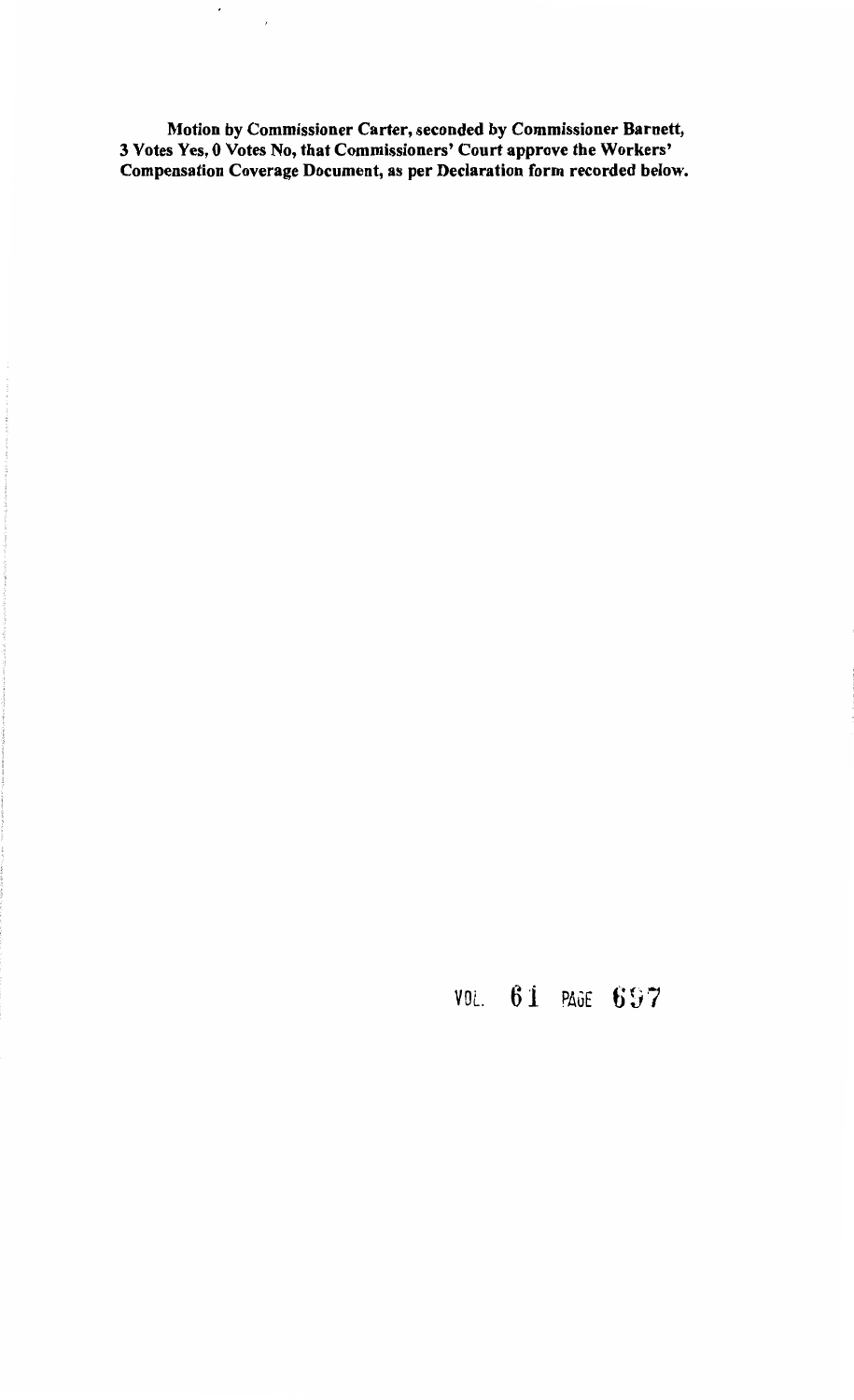**Motion by Commissioner Carter, seconded by Commissioner Barnett, 3 Votes Yes, 0 Votes No, that Commissioners' Court approve the Workers' Compensation Coverage Document, as per Declaration form recorded below.**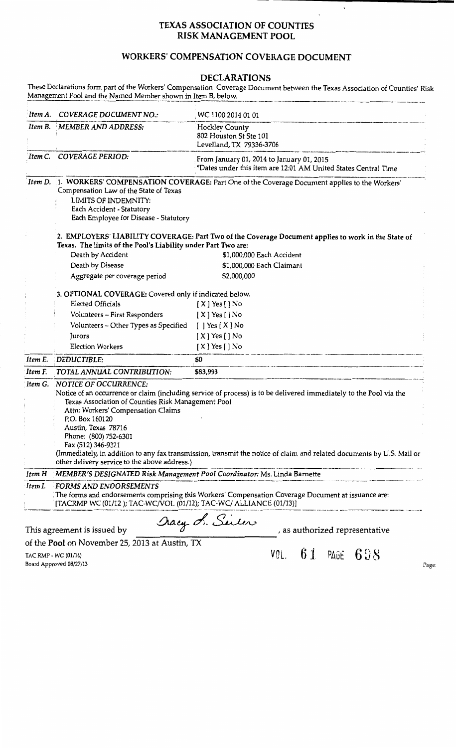# TEXAS ASSOCIATION OF COUNTIES RISK MANAGEMENT POOL

## WORKERS' COMPENSATION COVERAGE DOCUMENT

### DECLARATIONS

These Declarations form part of the Workers' Compensation Coverage Document between the Texas Association of Counties' Risk Management Pool and the Named Member shown in Item B, below.

| | | |
|---|---|---|
| *Item A.* | *COVERAGE DOCUMENT NO.:* | WC 1100 2014 01 01 |
| *Item B.* | *MEMBER AND ADDRESS:* | Hockley County<br>802 Houston St Ste 101<br>Levelland, TX 79336-3706 |
| *Item C.* | *COVERAGE PERIOD:* | From January 01, 2014 to January 01, 2015<br>*Dates under this item are 12:01 AM United States Central Time |

*Item D.* 1. **WORKERS' COMPENSATION COVERAGE:** Part One of the Coverage Document applies to the Workers' Compensation Law of the State of Texas

LIMITS OF INDEMNITY:
Each Accident - Statutory
Each Employee for Disease - Statutory

2. **EMPLOYERS' LIABILITY COVERAGE: Part Two of the Coverage Document applies to work in the State of Texas. The limits of the Pool's Liability under Part Two are:**

| | |
|---|---|
| Death by Accident | $1,000,000 Each Accident |
| Death by Disease | $1,000,000 Each Claimant |
| Aggregate per coverage period | $2,000,000 |

3. **OPTIONAL COVERAGE:** Covered only if indicated below.

| | |
|---|---|
| Elected Officials | [ X ] Yes [ ] No |
| Volunteers – First Responders | [ X ] Yes [ ] No |
| Volunteers – Other Types as Specified | [ ] Yes [ X ] No |
| Jurors | [ X ] Yes [ ] No |
| Election Workers | [ X ] Yes [ ] No |

| | | |
|---|---|---|
| *Item E.* | *DEDUCTIBLE:* | $0 |
| *Item F.* | *TOTAL ANNUAL CONTRIBUTION:* | $83,993 |

*Item G.* *NOTICE OF OCCURRENCE:*
Notice of an occurrence or claim (including service of process) is to be delivered immediately to the Pool via the

Texas Association of Counties Risk Management Pool
Attn: Workers' Compensation Claims
P.O. Box 160120
Austin, Texas 78716
Phone: (800) 752-6301
Fax (512) 346-9321

(Immediately, in addition to any fax transmission, transmit the notice of claim and related documents by U.S. Mail or other delivery service to the above address.)

*Item H* *MEMBER'S DESIGNATED Risk Management Pool Coordinator:* Ms. Linda Barnette

*Item I.* *FORMS AND ENDORSEMENTS*
The forms and endorsements comprising this Workers' Compensation Coverage Document at issuance are: [TACRMP WC (01/12 ); TAC-WC/VOL (01/12); TAC-WC/ ALLIANCE (01/13)]

This agreement is issued by Tracy L. Seiler, as authorized representative of the **Pool** on November 25, 2013 at Austin, TX

TAC RMP - WC (01/14)
Board Approved 08/27/13

VOL. 61 PAGE 698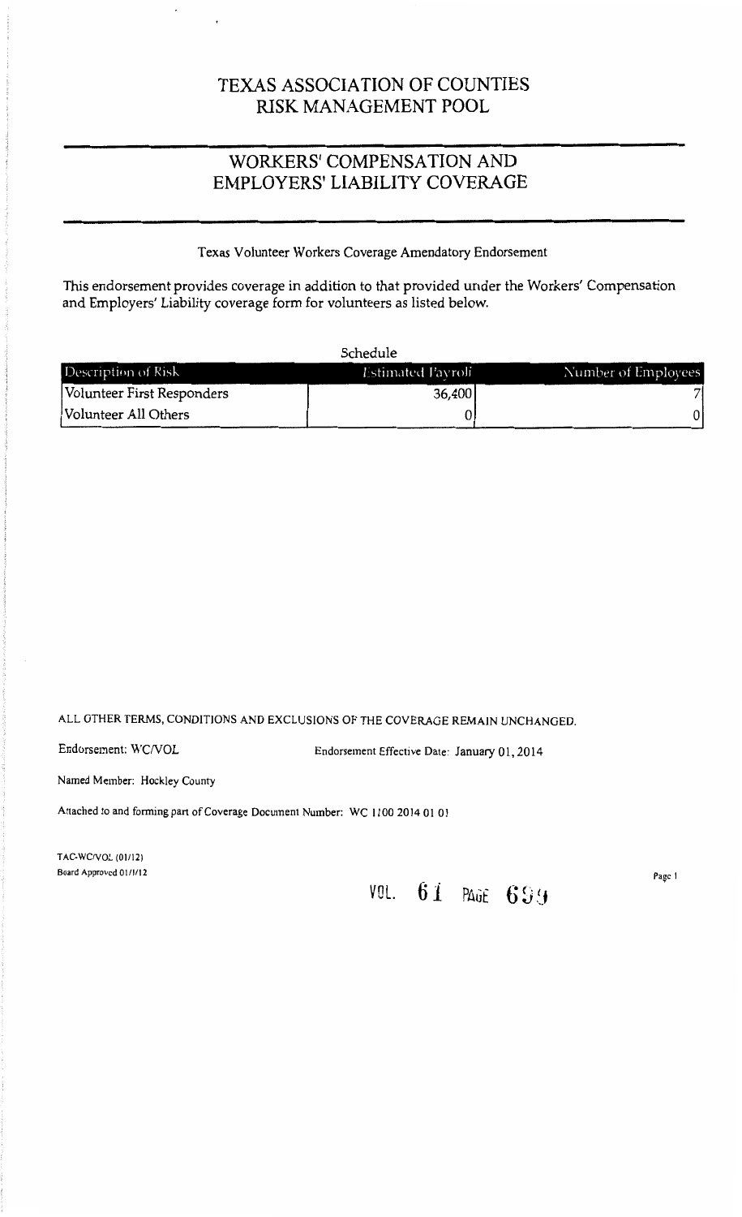# TEXAS ASSOCIATION OF COUNTIES RISK MANAGEMENT POOL

## WORKERS' COMPENSATION AND EMPLOYERS' LIABILITY COVERAGE

Texas Volunteer Workers Coverage Amendatory Endorsement

This endorsement provides coverage in addition to that provided under the Workers' Compensation and Employers' Liability coverage form for volunteers as listed below.

Schedule

| Description of Risk | Estimated Payroll | Number of Employees |
|---|---|---|
| Volunteer First Responders | 36,400 | 7 |
| Volunteer All Others | 0 | 0 |

ALL OTHER TERMS, CONDITIONS AND EXCLUSIONS OF THE COVERAGE REMAIN UNCHANGED.

Endorsement: WC/VOL

Endorsement Effective Date: January 01, 2014

Named Member: Hockley County

Attached to and forming part of Coverage Document Number: WC 1100 2014 01 01

TAC-WC/VOL (01/12)
Board Approved 01/1/12

VOL. 61 PAGE 699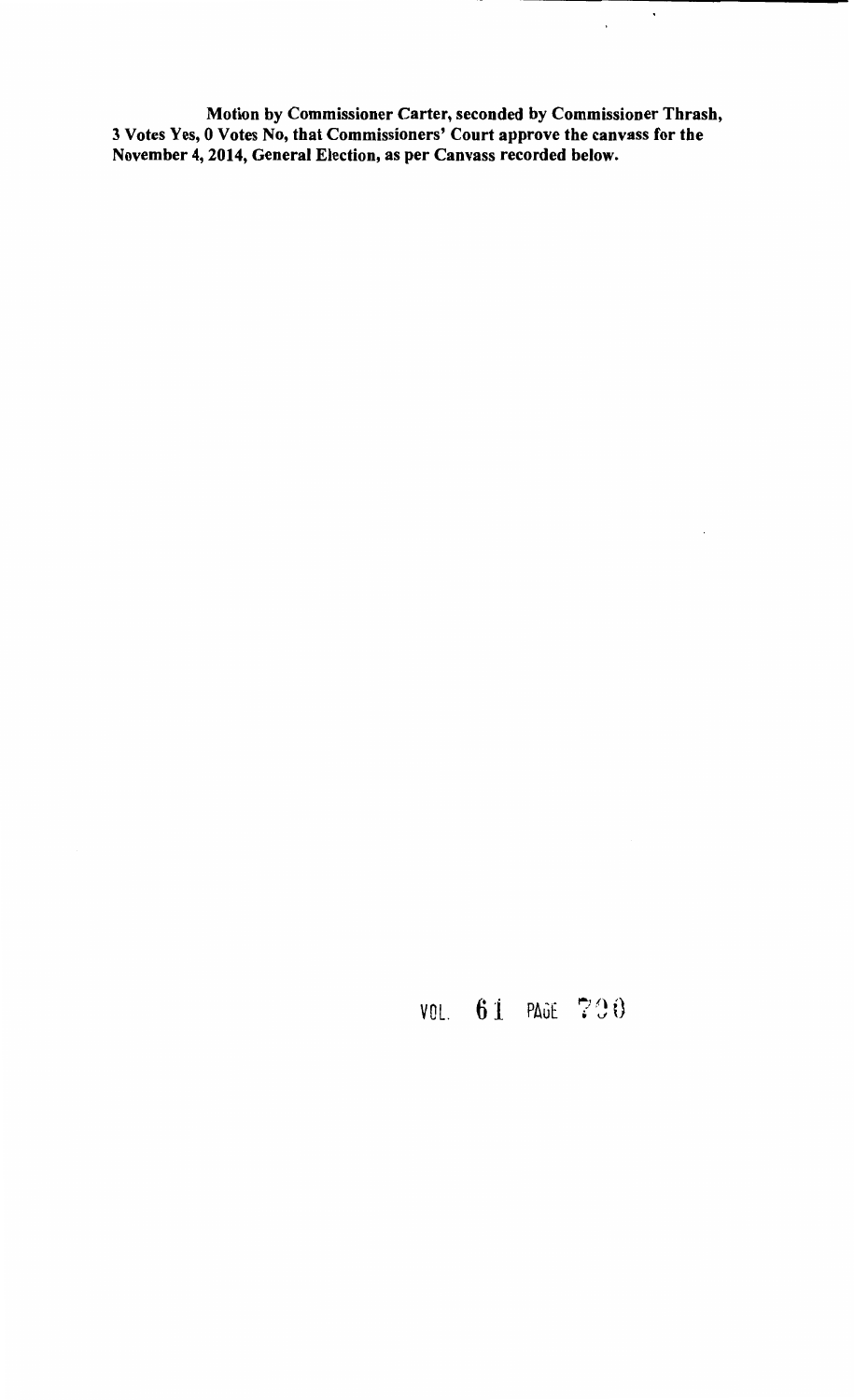**Motion by Commissioner Carter, seconded by Commissioner Thrash, 3 Votes Yes, 0 Votes No, that Commissioners' Court approve the canvass for the November 4, 2014, General Election, as per Canvass recorded below.**

VOL. 61 PAGE 730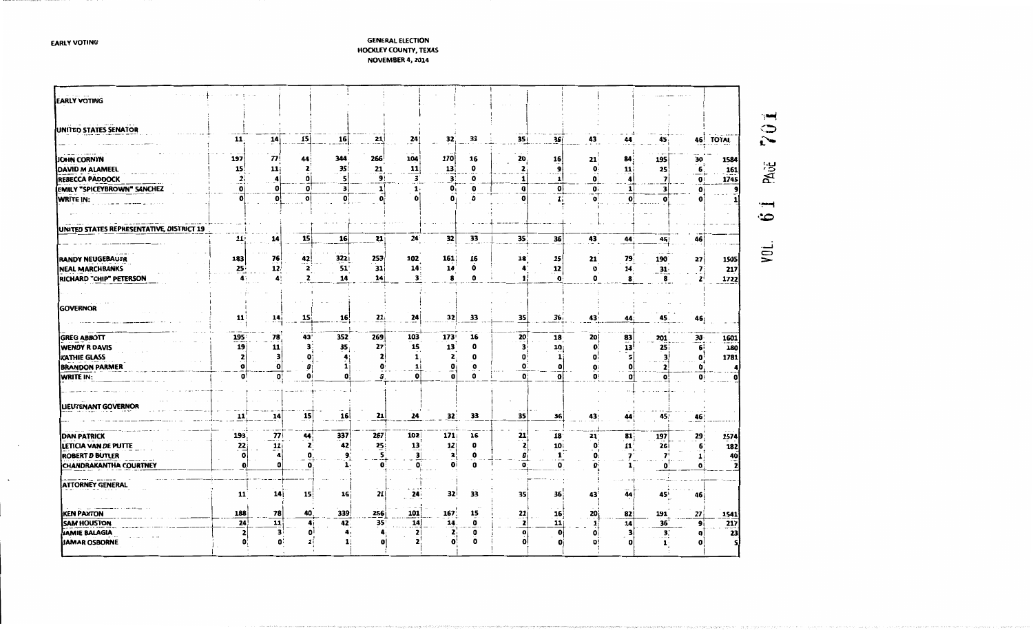EARLY VOTING

GENERAL ELECTION
HOCKLEY COUNTY, TEXAS
NOVEMBER 4, 2014

| EARLY VOTING | | | | | | | | | | | | | | | |
|---|---|---|---|---|---|---|---|---|---|---|---|---|---|---|---|
| **UNITED STATES SENATOR** | 11 | 14 | 15 | 16 | 21 | 24 | 32 | 33 | 35 | 36 | 43 | 44 | 45 | 46 | TOTAL |
| JOHN CORNYN | 197 | 77 | 44 | 344 | 266 | 104 | 170 | 16 | 20 | 16 | 21 | 84 | 195 | 30 | 1584 |
| DAVID M ALAMEEL | 15 | 11 | 2 | 35 | 21 | 11 | 13 | 0 | 2 | 9 | 0 | 11 | 25 | 6 | 161 |
| REBECCA PADDOCK | 2 | 4 | 0 | 5 | 9 | 3 | 3 | 0 | 1 | 1 | 0 | 4 | 7 | 0 | 1745 |
| EMILY "SPICEYBROWN" SANCHEZ | 0 | 0 | 0 | 3 | 1 | 1 | 0 | 0 | 0 | 0 | 0 | 1 | 3 | 0 | 9 |
| WRITE IN: | 0 | 0 | 0 | 0 | 0 | 0 | 0 | 0 | 0 | 1 | 0 | 0 | 0 | 0 | 1 |
| **UNITED STATES REPRESENTATIVE, DISTRICT 19** | 11 | 14 | 15 | 16 | 21 | 24 | 32 | 33 | 35 | 36 | 43 | 44 | 45 | 46 | |
| RANDY NEUGEBAUER | 183 | 76 | 42 | 322 | 253 | 102 | 161 | 16 | 18 | 15 | 21 | 79 | 190 | 27 | 1505 |
| NEAL MARCHBANKS | 25 | 12 | 2 | 51 | 31 | 14 | 14 | 0 | 4 | 12 | 0 | 14 | 31 | 7 | 217 |
| RICHARD "CHIP" PETERSON | 4 | 4 | 2 | 14 | 14 | 3 | 8 | 0 | 1 | 0 | 0 | 8 | 8 | 2 | 1722 |
| **GOVERNOR** | 11 | 14 | 15 | 16 | 21 | 24 | 32 | 33 | 35 | 36 | 43 | 44 | 45 | 46 | |
| GREG ABBOTT | 195 | 78 | 43 | 352 | 269 | 103 | 173 | 16 | 20 | 18 | 20 | 83 | 201 | 30 | 1601 |
| WENDY R DAVIS | 19 | 11 | 3 | 35 | 27 | 15 | 13 | 0 | 3 | 10 | 0 | 13 | 25 | 6 | 180 |
| KATHIE GLASS | 2 | 3 | 0 | 4 | 2 | 1 | 2 | 0 | 0 | 1 | 0 | 5 | 3 | 0 | 1781 |
| BRANDON PARMER | 0 | 0 | 0 | 1 | 0 | 1 | 0 | 0 | 0 | 0 | 0 | 0 | 2 | 0 | 4 |
| WRITE IN: | 0 | 0 | 0 | 0 | 0 | 0 | 0 | 0 | 0 | 0 | 0 | 0 | 0 | 0 | 0 |
| **LIEUTENANT GOVERNOR** | 11 | 14 | 15 | 16 | 21 | 24 | 32 | 33 | 35 | 36 | 43 | 44 | 45 | 46 | |
| DAN PATRICK | 193 | 77 | 44 | 337 | 267 | 102 | 171 | 16 | 21 | 18 | 21 | 81 | 197 | 29 | 1574 |
| LETICIA VAN DE PUTTE | 22 | 12 | 2 | 42 | 25 | 13 | 12 | 0 | 2 | 10 | 0 | 11 | 26 | 6 | 182 |
| ROBERT D BUTLER | 0 | 4 | 0 | 9 | 5 | 3 | 3 | 0 | 0 | 1 | 0 | 7 | 7 | 1 | 40 |
| CHANDRAKANTHA COURTNEY | 0 | 0 | 0 | 1 | 0 | 0 | 0 | 0 | 0 | 0 | 0 | 1 | 0 | 0 | 2 |
| **ATTORNEY GENERAL** | 11 | 14 | 15 | 16 | 21 | 24 | 32 | 33 | 35 | 36 | 43 | 44 | 45 | 46 | |
| KEN PAXTON | 188 | 78 | 40 | 339 | 256 | 101 | 167 | 15 | 21 | 16 | 20 | 82 | 191 | 27 | 1541 |
| SAM HOUSTON | 24 | 11 | 4 | 42 | 35 | 14 | 14 | 0 | 2 | 11 | 1 | 14 | 36 | 9 | 217 |
| JAMIE BALAGIA | 2 | 3 | 0 | 4 | 4 | 2 | 2 | 0 | 0 | 0 | 0 | 3 | 3 | 0 | 23 |
| JAMAR OSBORNE | 0 | 0 | 1 | 1 | 0 | 2 | 0 | 0 | 0 | 0 | 0 | 0 | 1 | 0 | 5 |

VOL. 61 PAGE 701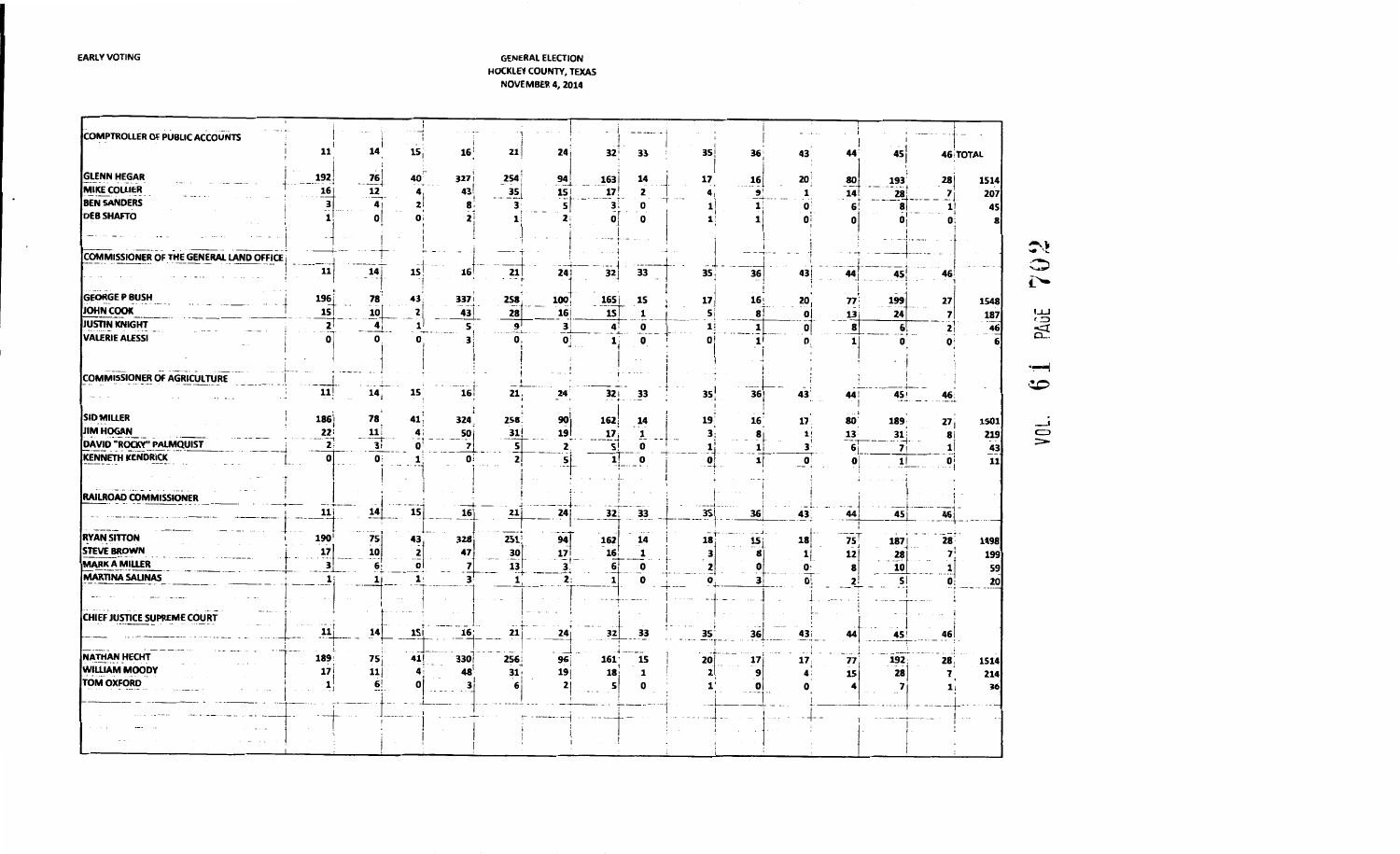EARLY VOTING

GENERAL ELECTION
HOCKLEY COUNTY, TEXAS
NOVEMBER 4, 2014

| COMPTROLLER OF PUBLIC ACCOUNTS | 11 | 14 | 15 | 16 | 21 | 24 | 32 | 33 | 35 | 36 | 43 | 44 | 45 | 46 | TOTAL |
|---|---|---|---|---|---|---|---|---|---|---|---|---|---|---|---|
| GLENN HEGAR | 192 | 76 | 40 | 327 | 254 | 94 | 163 | 14 | 17 | 16 | 20 | 80 | 193 | 28 | 1514 |
| MIKE COLLIER | 16 | 12 | 4 | 43 | 35 | 15 | 17 | 2 | 4 | 9 | 1 | 14 | 28 | 7 | 207 |
| BEN SANDERS | 3 | 4 | 2 | 8 | 3 | 5 | 3 | 0 | 1 | 1 | 0 | 6 | 8 | 1 | 45 |
| DEB SHAFTO | 1 | 0 | 0 | 2 | 1 | 2 | 0 | 0 | 1 | 1 | 0 | 0 | 0 | 0 | 8 |
| | | | | | | | | | | | | | | | |
| **COMMISSIONER OF THE GENERAL LAND OFFICE** | 11 | 14 | 15 | 16 | 21 | 24 | 32 | 33 | 35 | 36 | 43 | 44 | 45 | 46 | |
| GEORGE P BUSH | 196 | 78 | 43 | 337 | 258 | 100 | 165 | 15 | 17 | 16 | 20 | 77 | 199 | 27 | 1548 |
| JOHN COOK | 15 | 10 | 2 | 43 | 28 | 16 | 15 | 1 | 5 | 8 | 0 | 13 | 24 | 7 | 187 |
| JUSTIN KNIGHT | 2 | 4 | 1 | 5 | 9 | 3 | 4 | 0 | 1 | 1 | 0 | 8 | 6 | 2 | 46 |
| VALERIE ALESSI | 0 | 0 | 0 | 3 | 0 | 0 | 1 | 0 | 0 | 1 | 0 | 1 | 0 | 0 | 6 |
| | | | | | | | | | | | | | | | |
| **COMMISSIONER OF AGRICULTURE** | 11 | 14 | 15 | 16 | 21 | 24 | 32 | 33 | 35 | 36 | 43 | 44 | 45 | 46 | |
| SID MILLER | 186 | 78 | 41 | 324 | 258 | 90 | 162 | 14 | 19 | 16 | 17 | 80 | 189 | 27 | 1501 |
| JIM HOGAN | 22 | 11 | 4 | 50 | 31 | 19 | 17 | 1 | 3 | 8 | 1 | 13 | 31 | 8 | 219 |
| DAVID "ROCKY" PALMQUIST | 2 | 3 | 0 | 7 | 5 | 2 | 5 | 0 | 1 | 1 | 3 | 6 | 7 | 1 | 43 |
| KENNETH KENDRICK | 0 | 0 | 1 | 0 | 2 | 5 | 1 | 0 | 0 | 1 | 0 | 0 | 1 | 0 | 11 |
| | | | | | | | | | | | | | | | |
| **RAILROAD COMMISSIONER** | 11 | 14 | 15 | 16 | 21 | 24 | 32 | 33 | 35 | 36 | 43 | 44 | 45 | 46 | |
| RYAN SITTON | 190 | 75 | 43 | 328 | 251 | 94 | 162 | 14 | 18 | 15 | 18 | 75 | 187 | 28 | 1498 |
| STEVE BROWN | 17 | 10 | 2 | 47 | 30 | 17 | 16 | 1 | 3 | 8 | 1 | 12 | 28 | 7 | 199 |
| MARK A MILLER | 3 | 6 | 0 | 7 | 13 | 3 | 6 | 0 | 2 | 0 | 0 | 8 | 10 | 1 | 59 |
| MARTINA SALINAS | 1 | 1 | 1 | 3 | 1 | 2 | 1 | 0 | 0 | 3 | 0 | 2 | 5 | 0 | 20 |
| | | | | | | | | | | | | | | | |
| **CHIEF JUSTICE SUPREME COURT** | 11 | 14 | 15 | 16 | 21 | 24 | 32 | 33 | 35 | 36 | 43 | 44 | 45 | 46 | |
| NATHAN HECHT | 189 | 75 | 41 | 330 | 256 | 96 | 161 | 15 | 20 | 17 | 17 | 77 | 192 | 28 | 1514 |
| WILLIAM MOODY | 17 | 11 | 4 | 48 | 31 | 19 | 18 | 1 | 2 | 9 | 4 | 15 | 28 | 7 | 214 |
| TOM OXFORD | 1 | 6 | 0 | 3 | 6 | 2 | 5 | 0 | 1 | 0 | 0 | 4 | 7 | 1 | 36 |

VOL. 61 PAGE 702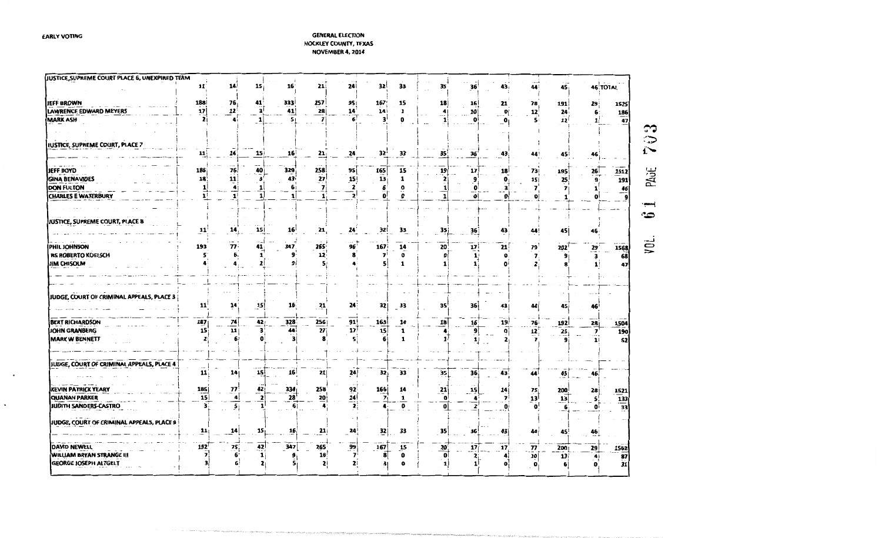EARLY VOTING

GENERAL ELECTION
HOCKLEY COUNTY, TEXAS
NOVEMBER 4, 2014

| JUSTICE, SUPREME COURT PLACE 6, UNEXPIRED TERM | 11 | 14 | 15 | 16 | 21 | 24 | 32 | 33 | 35 | 36 | 43 | 44 | 45 | 46 | TOTAL |
|---|---|---|---|---|---|---|---|---|---|---|---|---|---|---|---|
| JEFF BROWN | 188 | 76 | 41 | 333 | 257 | 95 | 167 | 15 | 18 | 16 | 21 | 78 | 191 | 29 | 1525 |
| LAWRENCE EDWARD MEYERS | 17 | 12 | 3 | 41 | 28 | 14 | 14 | 1 | 4 | 10 | 0 | 12 | 24 | 6 | 186 |
| MARK ASH | 2 | 4 | 1 | 5 | 7 | 6 | 3 | 0 | 1 | 0 | 0 | 5 | 12 | 1 | 47 |

| JUSTICE, SUPREME COURT, PLACE 7 | 11 | 14 | 15 | 16 | 21 | 24 | 32 | 33 | 35 | 36 | 43 | 44 | 45 | 46 | |
|---|---|---|---|---|---|---|---|---|---|---|---|---|---|---|---|
| JEFF BOYD | 186 | 76 | 40 | 329 | 258 | 95 | 165 | 15 | 19 | 17 | 18 | 73 | 195 | 26 | 1512 |
| GINA BENAVIDES | 18 | 11 | 3 | 43 | 27 | 15 | 13 | 1 | 2 | 9 | 0 | 15 | 25 | 9 | 191 |
| DON FULTON | 1 | 4 | 1 | 6 | 7 | 2 | 6 | 0 | 1 | 0 | 3 | 7 | 7 | 1 | 46 |
| CHARLES E WATERBURY | 1 | 1 | 1 | 1 | 1 | 2 | 0 | 0 | 1 | 0 | 0 | 0 | 1 | 0 | 9 |

| JUSTICE, SUPREME COURT, PLACE 8 | 11 | 14 | 15 | 16 | 21 | 24 | 32 | 33 | 35 | 36 | 43 | 44 | 45 | 46 | |
|---|---|---|---|---|---|---|---|---|---|---|---|---|---|---|---|
| PHIL JOHNSON | 193 | 77 | 41 | 347 | 265 | 96 | 167 | 14 | 20 | 17 | 21 | 79 | 202 | 29 | 1568 |
| RS ROBERTO KOELSCH | 5 | 6 | 1 | 9 | 12 | 8 | 7 | 0 | 0 | 1 | 0 | 7 | 9 | 3 | 68 |
| JIM CHISOLM | 4 | 4 | 2 | 9 | 5 | 4 | 5 | 1 | 1 | 1 | 0 | 2 | 8 | 1 | 47 |

| JUDGE, COURT OF CRIMINAL APPEALS, PLACE 3 | 11 | 14 | 15 | 16 | 21 | 24 | 32 | 33 | 35 | 36 | 43 | 44 | 45 | 46 | |
|---|---|---|---|---|---|---|---|---|---|---|---|---|---|---|---|
| BERT RICHARDSON | 187 | 74 | 42 | 328 | 256 | 91 | 163 | 14 | 18 | 16 | 19 | 76 | 192 | 28 | 1504 |
| JOHN GRANBERG | 15 | 11 | 3 | 44 | 27 | 17 | 15 | 1 | 4 | 9 | 0 | 12 | 25 | 7 | 190 |
| MARK W BENNETT | 2 | 6 | 0 | 3 | 8 | 5 | 6 | 1 | 1 | 1 | 2 | 7 | 9 | 1 | 52 |

| JUDGE, COURT OF CRIMINAL APPEALS, PLACE 4 | 11 | 14 | 15 | 16 | 21 | 24 | 32 | 33 | 35 | 36 | 43 | 44 | 45 | 46 | |
|---|---|---|---|---|---|---|---|---|---|---|---|---|---|---|---|
| KEVIN PATRICK YEARY | 185 | 77 | 42 | 334 | 258 | 92 | 166 | 14 | 21 | 15 | 14 | 75 | 200 | 28 | 1521 |
| QUANAN PARKER | 15 | 4 | 2 | 28 | 20 | 24 | 7 | 1 | 0 | 4 | 7 | 13 | 13 | 5 | 133 |
| JUDITH SANDERS-CASTRO | 3 | 5 | 1 | 6 | 4 | 2 | 4 | 0 | 0 | 2 | 0 | 0 | 6 | 0 | 33 |

| JUDGE, COURT OF CRIMINAL APPEALS, PLACE 9 | 11 | 14 | 15 | 16 | 21 | 24 | 32 | 33 | 35 | 36 | 43 | 44 | 45 | 46 | |
|---|---|---|---|---|---|---|---|---|---|---|---|---|---|---|---|
| DAVID NEWELL | 192 | 75 | 42 | 347 | 265 | 99 | 167 | 15 | 20 | 17 | 17 | 77 | 200 | 29 | 1562 |
| WILLIAM BRYAN STRANGE III | 7 | 6 | 1 | 9 | 16 | 7 | 8 | 0 | 0 | 2 | 4 | 10 | 13 | 4 | 87 |
| GEORGE JOSEPH ALTGELT | 3 | 6 | 2 | 5 | 2 | 2 | 3 | 0 | 1 | 1 | 0 | 0 | 6 | 0 | 31 |

VOL. 61 PAGE 703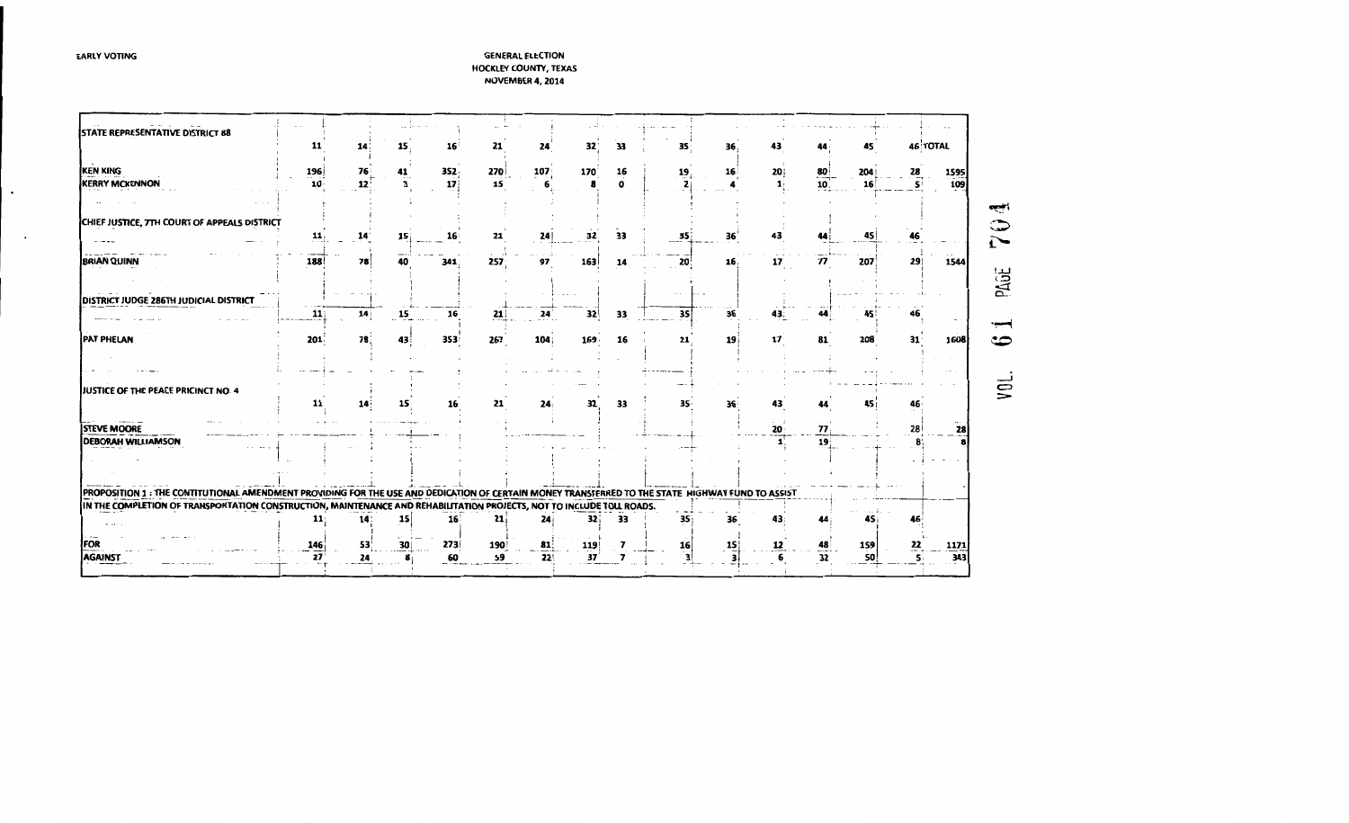EARLY VOTING

GENERAL ELECTION
HOCKLEY COUNTY, TEXAS
NOVEMBER 4, 2014

| STATE REPRESENTATIVE DISTRICT 88 | 11 | 14 | 15 | 16 | 21 | 24 | 32 | 33 | 35 | 36 | 43 | 44 | 45 | 46 | TOTAL |
|---|---|---|---|---|---|---|---|---|---|---|---|---|---|---|---|
| KEN KING | 196 | 76 | 41 | 352 | 270 | 107 | 170 | 16 | 19 | 16 | 20 | 80 | 204 | 28 | 1595 |
| KERRY MCKENNON | 10 | 12 | 3 | 17 | 15 | 6 | 8 | 0 | 2 | 4 | 1 | 10 | 16 | 5 | 109 |
| | | | | | | | | | | | | | | | |
| CHIEF JUSTICE, 7TH COURT OF APPEALS DISTRICT | 11 | 14 | 15 | 16 | 21 | 24 | 32 | 33 | 35 | 36 | 43 | 44 | 45 | 46 | |
| BRIAN QUINN | 188 | 78 | 40 | 341 | 257 | 97 | 163 | 14 | 20 | 16 | 17 | 77 | 207 | 29 | 1544 |
| | | | | | | | | | | | | | | | |
| DISTRICT JUDGE 286TH JUDICIAL DISTRICT | 11 | 14 | 15 | 16 | 21 | 24 | 32 | 33 | 35 | 36 | 43 | 44 | 45 | 46 | |
| PAT PHELAN | 201 | 78 | 43 | 353 | 267 | 104 | 169 | 16 | 21 | 19 | 17 | 81 | 208 | 31 | 1608 |
| | | | | | | | | | | | | | | | |
| JUSTICE OF THE PEACE PRICINCT NO 4 | 11 | 14 | 15 | 16 | 21 | 24 | 32 | 33 | 35 | 36 | 43 | 44 | 45 | 46 | |
| STEVE MOORE | | | | | | | | | | | 20 | 77 | | 28 | 28 |
| DEBORAH WILLIAMSON | | | | | | | | | | | 1 | 19 | | 8 | 8 |
| | | | | | | | | | | | | | | | |
| PROPOSITION 1 : THE CONTITUTIONAL AMENDMENT PROVIDING FOR THE USE AND DEDICATION OF CERTAIN MONEY TRANSFERRED TO THE STATE HIGHWAY FUND TO ASSIST IN THE COMPLETION OF TRANSPORTATION CONSTRUCTION, MAINTENANCE AND REHABILITATION PROJECTS, NOT TO INCLUDE TOLL ROADS. | 11 | 14 | 15 | 16 | 21 | 24 | 32 | 33 | 35 | 36 | 43 | 44 | 45 | 46 | |
| FOR | 146 | 53 | 30 | 273 | 190 | 81 | 119 | 7 | 16 | 15 | 12 | 48 | 159 | 22 | 1171 |
| AGAINST | 27 | 24 | 8 | 60 | 59 | 22 | 37 | 7 | 3 | 3 | 6 | 32 | 50 | 5 | 343 |

VOL. 61 PAGE 704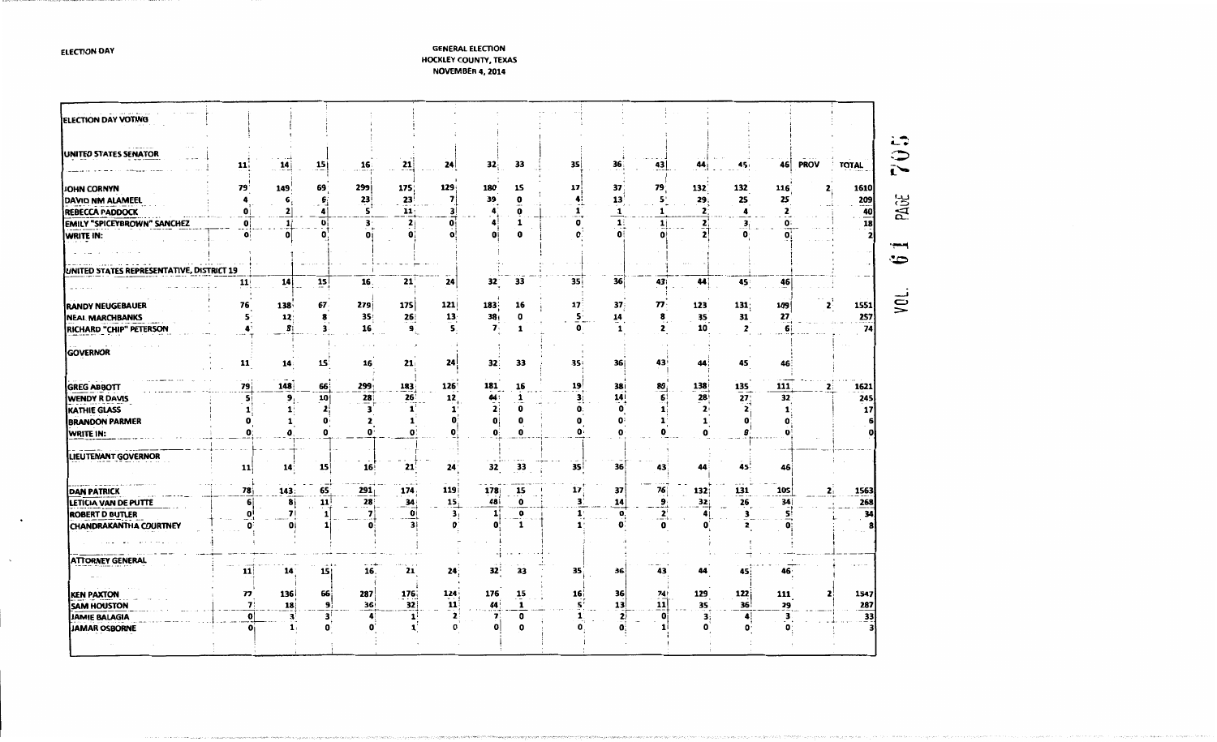ELECTION DAY

GENERAL ELECTION
HOCKLEY COUNTY, TEXAS
NOVEMBER 4, 2014

| ELECTION DAY VOTING | | | | | | | | | | | | | | | | | |
|---|---|---|---|---|---|---|---|---|---|---|---|---|---|---|---|---|---|
| **UNITED STATES SENATOR** | 11 | 14 | 15 | 16 | 21 | 24 | 32 | 33 | 35 | 36 | 43 | 44 | 45 | 46 | PROV | TOTAL |
| JOHN CORNYN | 79 | 149 | 69 | 299 | 175 | 129 | 180 | 15 | 17 | 37 | 79 | 132 | 132 | 116 | 2 | 1610 |
| DAVID NM ALAMEEL | 4 | 6 | 6 | 23 | 23 | 7 | 39 | 0 | 4 | 13 | 5 | 29 | 25 | 25 | | 209 |
| REBECCA PADDOCK | 0 | 2 | 4 | 5 | 11 | 3 | 4 | 0 | 1 | 1 | 1 | 2 | 4 | 2 | | 40 |
| EMILY "SPICEYBROWN" SANCHEZ | 0 | 1 | 0 | 3 | 2 | 0 | 4 | 1 | 0 | 1 | 1 | 2 | 3 | 0 | | 18 |
| WRITE IN: | 0 | 0 | 0 | 0 | 0 | 0 | 0 | 0 | 0 | 0 | 0 | 2 | 0 | 0 | | 2 |
| **UNITED STATES REPRESENTATIVE, DISTRICT 19** | 11 | 14 | 15 | 16 | 21 | 24 | 32 | 33 | 35 | 36 | 43 | 44 | 45 | 46 | | |
| RANDY NEUGEBAUER | 76 | 138 | 67 | 279 | 175 | 121 | 183 | 16 | 17 | 37 | 77 | 123 | 131 | 109 | 2 | 1551 |
| NEAL MARCHBANKS | 5 | 12 | 8 | 35 | 26 | 13 | 38 | 0 | 5 | 14 | 8 | 35 | 31 | 27 | | 257 |
| RICHARD "CHIP" PETERSON | 4 | 8 | 3 | 16 | 9 | 5 | 7 | 1 | 0 | 1 | 2 | 10 | 2 | 6 | | 74 |
| **GOVERNOR** | 11 | 14 | 15 | 16 | 21 | 24 | 32 | 33 | 35 | 36 | 43 | 44 | 45 | 46 | | |
| GREG ABBOTT | 79 | 148 | 66 | 299 | 183 | 126 | 181 | 16 | 19 | 38 | 80 | 138 | 135 | 111 | 2 | 1621 |
| WENDY R DAVIS | 5 | 9 | 10 | 28 | 26 | 12 | 44 | 1 | 3 | 14 | 6 | 28 | 27 | 32 | | 245 |
| KATHIE GLASS | 1 | 1 | 2 | 3 | 1 | 1 | 2 | 0 | 0 | 0 | 1 | 2 | 2 | 1 | | 17 |
| BRANDON PARMER | 0 | 1 | 0 | 2 | 1 | 0 | 0 | 0 | 0 | 0 | 1 | 1 | 0 | 0 | | 6 |
| WRITE IN: | 0 | 0 | 0 | 0 | 0 | 0 | 0 | 0 | 0 | 0 | 0 | 0 | 0 | 0 | | 0 |
| **LIEUTENANT GOVERNOR** | 11 | 14 | 15 | 16 | 21 | 24 | 32 | 33 | 35 | 36 | 43 | 44 | 45 | 46 | | |
| DAN PATRICK | 78 | 143 | 65 | 291 | 174 | 119 | 178 | 15 | 17 | 37 | 76 | 132 | 131 | 105 | 2 | 1563 |
| LETICIA VAN DE PUTTE | 6 | 8 | 11 | 28 | 34 | 15 | 48 | 0 | 3 | 14 | 9 | 32 | 26 | 34 | | 268 |
| ROBERT D BUTLER | 0 | 7 | 1 | 7 | 0 | 3 | 1 | 0 | 1 | 0 | 2 | 4 | 3 | 5 | | 34 |
| CHANDRAKANTHA COURTNEY | 0 | 0 | 1 | 0 | 3 | 0 | 0 | 1 | 1 | 0 | 0 | 0 | 2 | 0 | | 8 |
| **ATTORNEY GENERAL** | 11 | 14 | 15 | 16 | 21 | 24 | 32 | 33 | 35 | 36 | 43 | 44 | 45 | 46 | | |
| KEN PAXTON | 77 | 136 | 66 | 287 | 176 | 124 | 176 | 15 | 16 | 36 | 74 | 129 | 122 | 111 | 2 | 1547 |
| SAM HOUSTON | 7 | 18 | 9 | 36 | 32 | 11 | 44 | 1 | 5 | 13 | 11 | 35 | 36 | 29 | | 287 |
| JAMIE BALAGIA | 0 | 3 | 3 | 4 | 1 | 2 | 7 | 0 | 1 | 2 | 0 | 3 | 4 | 3 | | 33 |
| JAMAR OSBORNE | 0 | 1 | 0 | 0 | 1 | 0 | 0 | 0 | 0 | 0 | 1 | 0 | 0 | 0 | | 3 |

VOL. 61 PAGE 705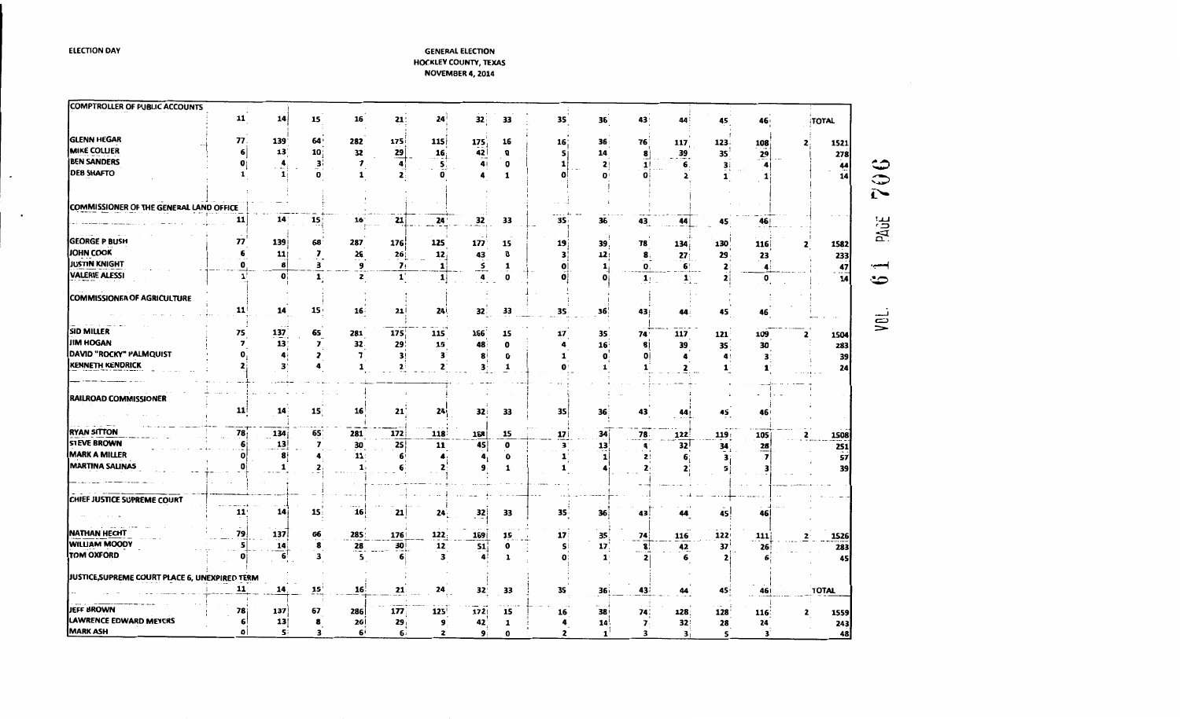ELECTION DAY

GENERAL ELECTION
HOCKLEY COUNTY, TEXAS
NOVEMBER 4, 2014

| COMPTROLLER OF PUBLIC ACCOUNTS | 11 | 14 | 15 | 16 | 21 | 24 | 32 | 33 | 35 | 36 | 43 | 44 | 45 | 46 | | TOTAL |
|---|---|---|---|---|---|---|---|---|---|---|---|---|---|---|---|---|
| GLENN HEGAR | 77 | 139 | 64 | 282 | 175 | 115 | 175 | 16 | 16 | 36 | 76 | 117 | 123 | 108 | 2 | 1521 |
| MIKE COLLIER | 6 | 13 | 10 | 32 | 29 | 16 | 42 | 0 | 5 | 14 | 8 | 39 | 35 | 29 | | 278 |
| BEN SANDERS | 0 | 4 | 3 | 7 | 4 | 5 | 4 | 0 | 1 | 2 | 1 | 6 | 3 | 4 | | 44 |
| DEB SHAFTO | 1 | 1 | 0 | 1 | 2 | 0 | 4 | 1 | 0 | 0 | 0 | 2 | 1 | 1 | | 14 |

| COMMISSIONER OF THE GENERAL LAND OFFICE | 11 | 14 | 15 | 16 | 21 | 24 | 32 | 33 | 35 | 36 | 43 | 44 | 45 | 46 | | |
|---|---|---|---|---|---|---|---|---|---|---|---|---|---|---|---|---|
| GEORGE P BUSH | 77 | 139 | 68 | 287 | 176 | 125 | 177 | 15 | 19 | 39 | 78 | 134 | 130 | 116 | 2 | 1582 |
| JOHN COOK | 6 | 11 | 7 | 26 | 26 | 12 | 43 | 0 | 3 | 12 | 8 | 27 | 29 | 23 | | 233 |
| JUSTIN KNIGHT | 0 | 8 | 3 | 9 | 7 | 1 | 5 | 1 | 0 | 1 | 0 | 6 | 2 | 4 | | 47 |
| VALERIE ALESSI | 1 | 0 | 1 | 2 | 1 | 1 | 4 | 0 | 0 | 0 | 1 | 1 | 2 | 0 | | 14 |

| COMMISSIONER OF AGRICULTURE | 11 | 14 | 15 | 16 | 21 | 24 | 32 | 33 | 35 | 36 | 43 | 44 | 45 | 46 | | |
|---|---|---|---|---|---|---|---|---|---|---|---|---|---|---|---|---|
| SID MILLER | 75 | 137 | 65 | 281 | 175 | 115 | 166 | 15 | 17 | 35 | 74 | 117 | 121 | 109 | 2 | 1504 |
| JIM HOGAN | 7 | 13 | 7 | 32 | 29 | 15 | 48 | 0 | 4 | 16 | 8 | 39 | 35 | 30 | | 283 |
| DAVID "ROCKY" PALMQUIST | 0 | 4 | 2 | 7 | 3 | 3 | 8 | 0 | 1 | 0 | 0 | 4 | 4 | 3 | | 39 |
| KENNETH KENDRICK | 2 | 3 | 4 | 1 | 2 | 2 | 3 | 1 | 0 | 1 | 1 | 2 | 1 | 1 | | 24 |

| RAILROAD COMMISSIONER | 11 | 14 | 15 | 16 | 21 | 24 | 32 | 33 | 35 | 36 | 43 | 44 | 45 | 46 | | |
|---|---|---|---|---|---|---|---|---|---|---|---|---|---|---|---|---|
| RYAN SITTON | 78 | 134 | 65 | 281 | 172 | 118 | 168 | 15 | 17 | 34 | 78 | 122 | 119 | 105 | 2 | 1508 |
| STEVE BROWN | 6 | 13 | 7 | 30 | 25 | 11 | 45 | 0 | 3 | 13 | 4 | 32 | 34 | 28 | | 251 |
| MARK A MILLER | 0 | 8 | 4 | 11 | 6 | 4 | 4 | 0 | 1 | 1 | 2 | 6 | 3 | 7 | | 57 |
| MARTINA SALINAS | 0 | 1 | 2 | 1 | 6 | 2 | 9 | 1 | 1 | 4 | 2 | 2 | 5 | 3 | | 39 |

| CHIEF JUSTICE SUPREME COURT | 11 | 14 | 15 | 16 | 21 | 24 | 32 | 33 | 35 | 36 | 43 | 44 | 45 | 46 | | |
|---|---|---|---|---|---|---|---|---|---|---|---|---|---|---|---|---|
| NATHAN HECHT | 79 | 137 | 66 | 285 | 176 | 122 | 169 | 15 | 17 | 35 | 74 | 116 | 122 | 111 | 2 | 1526 |
| WILLIAM MOODY | 5 | 14 | 8 | 28 | 30 | 12 | 51 | 0 | 5 | 17 | 8 | 42 | 37 | 26 | | 283 |
| TOM OXFORD | 0 | 6 | 3 | 5 | 6 | 3 | 4 | 1 | 0 | 1 | 2 | 6 | 2 | 6 | | 45 |

| JUSTICE,SUPREME COURT PLACE 6, UNEXPIRED TERM | 11 | 14 | 15 | 16 | 21 | 24 | 32 | 33 | 35 | 36 | 43 | 44 | 45 | 46 | | TOTAL |
|---|---|---|---|---|---|---|---|---|---|---|---|---|---|---|---|---|
| JEFF BROWN | 78 | 137 | 67 | 286 | 177 | 125 | 172 | 15 | 16 | 38 | 74 | 128 | 128 | 116 | 2 | 1559 |
| LAWRENCE EDWARD MEYERS | 6 | 13 | 8 | 26 | 29 | 9 | 42 | 1 | 4 | 14 | 7 | 32 | 28 | 24 | | 243 |
| MARK ASH | 0 | 5 | 3 | 6 | 6 | 2 | 9 | 0 | 2 | 1 | 3 | 3 | 5 | 3 | | 48 |

VOL. 61 PAGE 706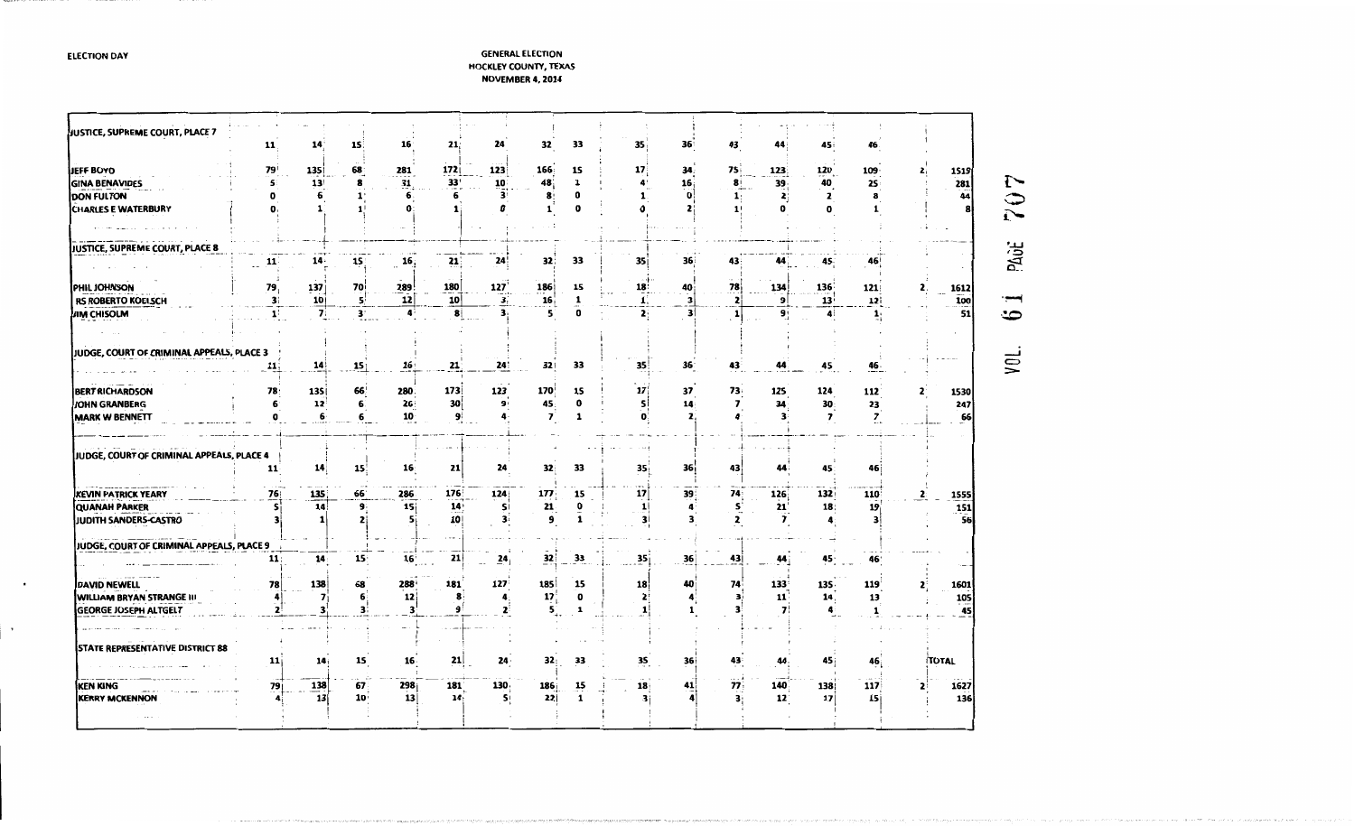ELECTION DAY

GENERAL ELECTION
HOCKLEY COUNTY, TEXAS
NOVEMBER 4, 2014

| JUSTICE, SUPREME COURT, PLACE 7 | 11 | 14 | 15 | 16 | 21 | 24 | 32 | 33 | 35 | 36 | 43 | 44 | 45 | 46 | | |
|---|---|---|---|---|---|---|---|---|---|---|---|---|---|---|---|---|
| JEFF BOYD | 79 | 135 | 68 | 281 | 172 | 123 | 166 | 15 | 17 | 34 | 75 | 123 | 120 | 109 | 2 | 1519 |
| GINA BENAVIDES | 5 | 13 | 8 | 31 | 33 | 10 | 48 | 1 | 4 | 16 | 8 | 39 | 40 | 25 | | 281 |
| DON FULTON | 0 | 6 | 1 | 6 | 6 | 3 | 8 | 0 | 1 | 0 | 1 | 2 | 2 | 8 | | 44 |
| CHARLES E WATERBURY | 0 | 1 | 1 | 0 | 1 | 0 | 1 | 0 | 0 | 2 | 1 | 0 | 0 | 1 | | 8 |
| **JUSTICE, SUPREME COURT, PLACE 8** | 11 | 14 | 15 | 16 | 21 | 24 | 32 | 33 | 35 | 36 | 43 | 44 | 45 | 46 | | |
| PHIL JOHNSON | 79 | 137 | 70 | 289 | 180 | 127 | 186 | 15 | 18 | 40 | 78 | 134 | 136 | 121 | 2 | 1612 |
| RS ROBERTO KOELSCH | 3 | 10 | 5 | 12 | 10 | 3 | 16 | 1 | 1 | 3 | 2 | 9 | 13 | 12 | | 100 |
| JIM CHISOLM | 1 | 7 | 3 | 4 | 8 | 3 | 5 | 0 | 2 | 3 | 1 | 9 | 4 | 1 | | 51 |
| **JUDGE, COURT OF CRIMINAL APPEALS, PLACE 3** | 11 | 14 | 15 | 16 | 21 | 24 | 32 | 33 | 35 | 36 | 43 | 44 | 45 | 46 | | |
| BERT RICHARDSON | 78 | 135 | 66 | 280 | 173 | 123 | 170 | 15 | 17 | 37 | 73 | 125 | 124 | 112 | 2 | 1530 |
| JOHN GRANBERG | 6 | 12 | 6 | 26 | 30 | 9 | 45 | 0 | 5 | 14 | 7 | 34 | 30 | 23 | | 247 |
| MARK W BENNETT | 0 | 6 | 6 | 10 | 9 | 4 | 7 | 1 | 0 | 2 | 4 | 3 | 7 | 7 | | 66 |
| **JUDGE, COURT OF CRIMINAL APPEALS, PLACE 4** | 11 | 14 | 15 | 16 | 21 | 24 | 32 | 33 | 35 | 36 | 43 | 44 | 45 | 46 | | |
| KEVIN PATRICK YEARY | 76 | 135 | 66 | 286 | 176 | 124 | 177 | 15 | 17 | 39 | 74 | 126 | 132 | 110 | 2 | 1555 |
| QUANAH PARKER | 5 | 14 | 9 | 15 | 14 | 5 | 21 | 0 | 1 | 4 | 5 | 21 | 18 | 19 | | 151 |
| JUDITH SANDERS-CASTRO | 3 | 1 | 2 | 5 | 10 | 3 | 9 | 1 | 3 | 3 | 2 | 7 | 4 | 3 | | 56 |
| **JUDGE, COURT OF CRIMINAL APPEALS, PLACE 9** | 11 | 14 | 15 | 16 | 21 | 24 | 32 | 33 | 35 | 36 | 43 | 44 | 45 | 46 | | |
| DAVID NEWELL | 78 | 138 | 68 | 288 | 181 | 127 | 185 | 15 | 18 | 40 | 74 | 133 | 135 | 119 | 2 | 1601 |
| WILLIAM BRYAN STRANGE III | 4 | 7 | 6 | 12 | 8 | 4 | 17 | 0 | 2 | 4 | 3 | 11 | 14 | 13 | | 105 |
| GEORGE JOSEPH ALTGELT | 2 | 3 | 3 | 3 | 9 | 2 | 5 | 1 | 1 | 1 | 3 | 7 | 4 | 1 | | 45 |
| **STATE REPRESENTATIVE DISTRICT 88** | 11 | 14 | 15 | 16 | 21 | 24 | 32 | 33 | 35 | 36 | 43 | 44 | 45 | 46 | | TOTAL |
| KEN KING | 79 | 138 | 67 | 298 | 181 | 130 | 186 | 15 | 18 | 41 | 77 | 140 | 138 | 117 | 2 | 1627 |
| KERRY MCKENNON | 4 | 13 | 10 | 13 | 14 | 5 | 22 | 1 | 3 | 4 | 3 | 12 | 17 | 15 | | 136 |

VOL. 61 PAGE 707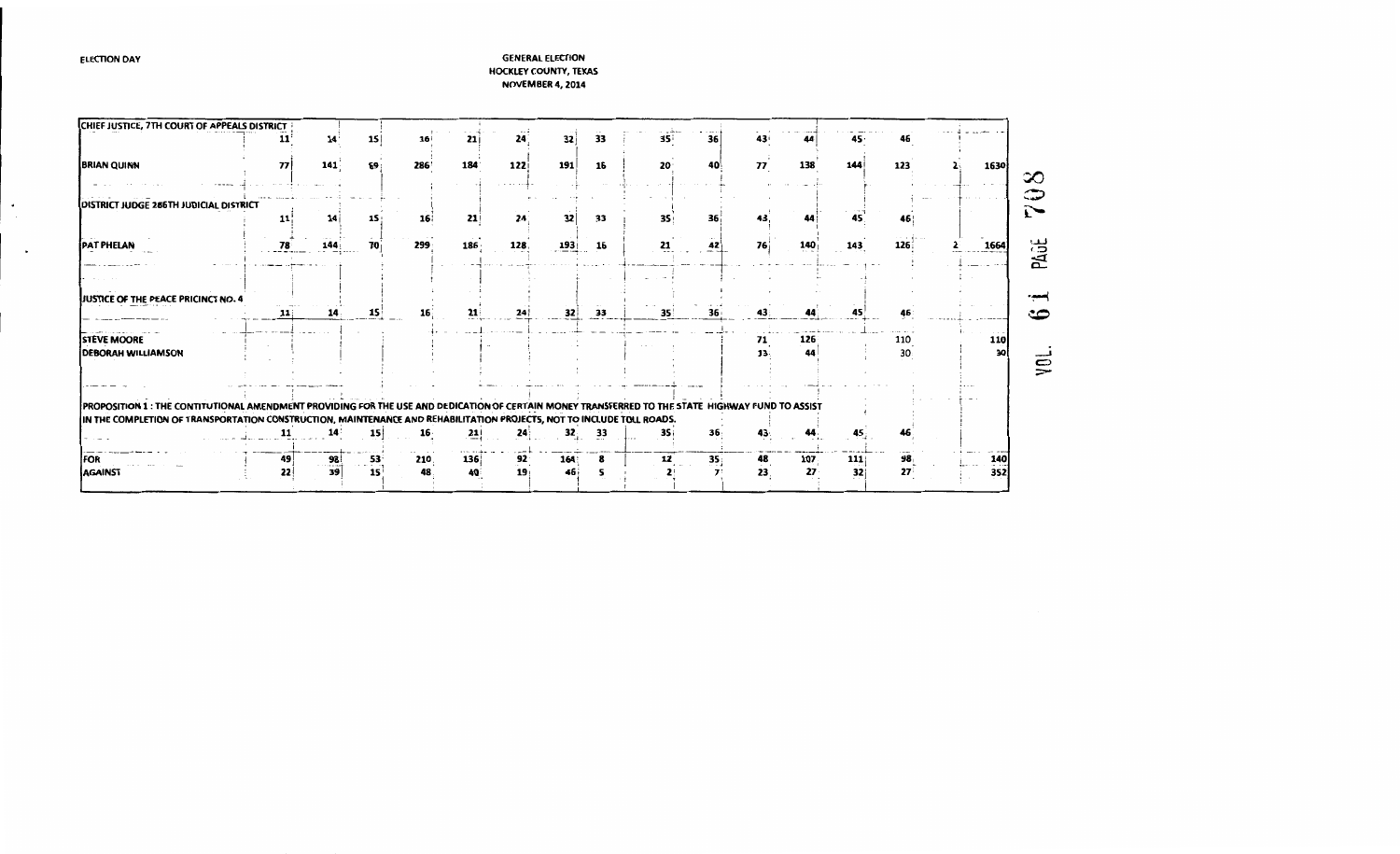ELECTION DAY

**GENERAL ELECTION**
**HOCKLEY COUNTY, TEXAS**
**NOVEMBER 4, 2014**

| | | | | | | | | | | | | | | | | |
|---|---|---|---|---|---|---|---|---|---|---|---|---|---|---|---|---|
| **CHIEF JUSTICE, 7TH COURT OF APPEALS DISTRICT** | 11 | 14 | 15 | 16 | 21 | 24 | 32 | 33 | 35 | 36 | 43 | 44 | 45 | 46 | | |
| BRIAN QUINN | 77 | 141 | 69 | 286 | 184 | 122 | 191 | 16 | 20 | 40 | 77 | 138 | 144 | 123 | 2 | 1630 |
| | | | | | | | | | | | | | | | | |
| **DISTRICT JUDGE 286TH JUDICIAL DISTRICT** | 11 | 14 | 15 | 16 | 21 | 24 | 32 | 33 | 35 | 36 | 43 | 44 | 45 | 46 | | |
| PAT PHELAN | 78 | 144 | 70 | 299 | 186 | 128 | 193 | 16 | 21 | 42 | 76 | 140 | 143 | 126 | 2 | 1664 |
| | | | | | | | | | | | | | | | | |
| **JUSTICE OF THE PEACE PRECINCT NO. 4** | 11 | 14 | 15 | 16 | 21 | 24 | 32 | 33 | 35 | 36 | 43 | 44 | 45 | 46 | | |
| STEVE MOORE | | | | | | | | | | | 71 | 126 | | 110 | | 110 |
| DEBORAH WILLIAMSON | | | | | | | | | | | 33 | 44 | | 30 | | 30 |
| | | | | | | | | | | | | | | | | |
| **PROPOSITION 1 : THE CONTITUTIONAL AMENDMENT PROVIDING FOR THE USE AND DEDICATION OF CERTAIN MONEY TRANSFERRED TO THE STATE HIGHWAY FUND TO ASSIST IN THE COMPLETION OF TRANSPORTATION CONSTRUCTION, MAINTENANCE AND REHABILITATION PROJECTS, NOT TO INCLUDE TOLL ROADS.** | 11 | 14 | 15 | 16 | 21 | 24 | 32 | 33 | 35 | 36 | 43 | 44 | 45 | 46 | | |
| FOR | 49 | 98 | 53 | 210 | 136 | 92 | 164 | 8 | 12 | 35 | 48 | 107 | 111 | 98 | | 140 |
| AGAINST | 22 | 39 | 15 | 48 | 40 | 19 | 46 | 5 | 2 | 7 | 23 | 27 | 32 | 27 | | 352 |

VOL. 61 PAGE 708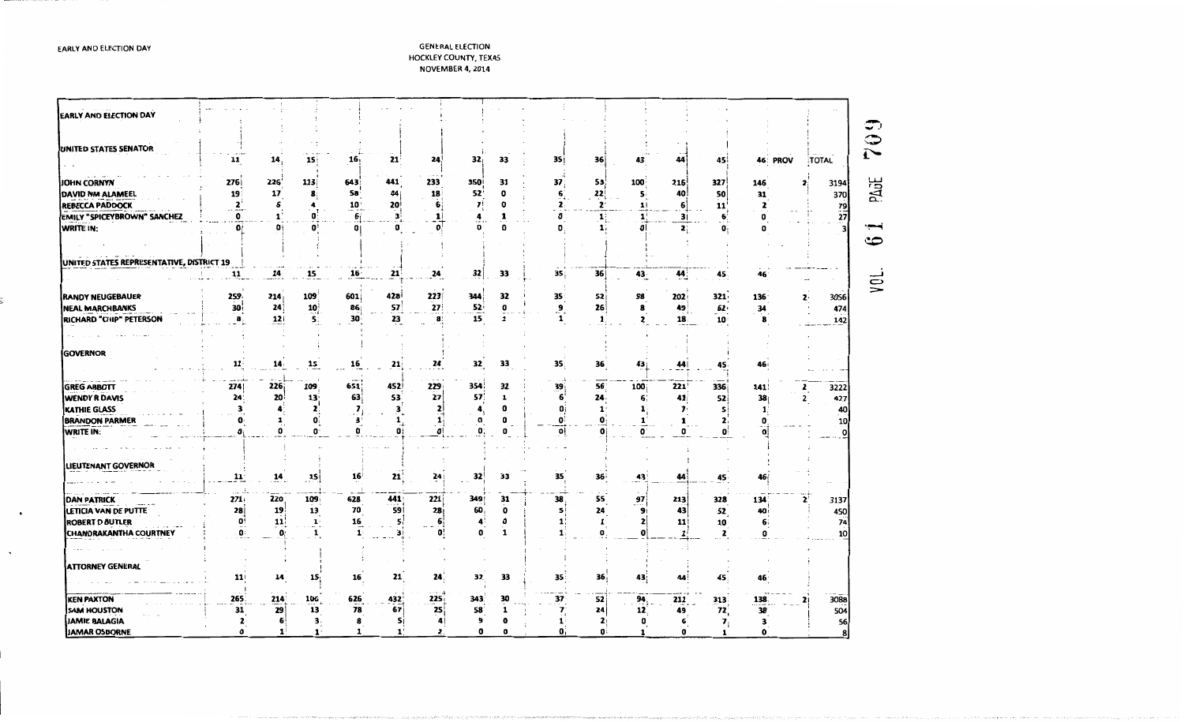EARLY AND ELECTION DAY

GENERAL ELECTION
HOCKLEY COUNTY, TEXAS
NOVEMBER 4, 2014

VOL 61 PAGE 709

| EARLY AND ELECTION DAY | | | | | | | | | | | | | | | | |
|---|---|---|---|---|---|---|---|---|---|---|---|---|---|---|---|---|
| **UNITED STATES SENATOR** | 11 | 14 | 15 | 16 | 21 | 24 | 32 | 33 | 35 | 36 | 43 | 44 | 45 | 46 | PROV | TOTAL |
| JOHN CORNYN | 276 | 226 | 113 | 643 | 441 | 233 | 350 | 31 | 37 | 53 | 100 | 216 | 327 | 146 | 2 | 3194 |
| DAVID NM ALAMEEL | 19 | 17 | 8 | 58 | 44 | 18 | 52 | 0 | 6 | 22 | 5 | 40 | 50 | 31 | | 370 |
| REBECCA PADDOCK | 2 | 6 | 4 | 10 | 20 | 6 | 7 | 0 | 2 | 2 | 1 | 6 | 11 | 2 | | 79 |
| EMILY "SPICEYBROWN" SANCHEZ | 0 | 1 | 0 | 6 | 3 | 1 | 4 | 1 | 0 | 1 | 1 | 3 | 6 | 0 | | 27 |
| WRITE IN: | 0 | 0 | 0 | 0 | 0 | 0 | 0 | 0 | 0 | 1 | 0 | 2 | 0 | 0 | | 3 |
| **UNITED STATES REPRESENTATIVE, DISTRICT 19** | 11 | 14 | 15 | 16 | 21 | 24 | 32 | 33 | 35 | 36 | 43 | 44 | 45 | 46 | | |
| RANDY NEUGEBAUER | 259 | 214 | 109 | 601 | 428 | 223 | 344 | 32 | 35 | 52 | 98 | 202 | 321 | 136 | 2 | 3056 |
| NEAL MARCHBANKS | 30 | 24 | 10 | 86 | 57 | 27 | 52 | 0 | 9 | 26 | 8 | 49 | 62 | 34 | | 474 |
| RICHARD "CHIP" PETERSON | 8 | 12 | 5 | 30 | 23 | 8 | 15 | 1 | 1 | 1 | 2 | 18 | 10 | 8 | | 142 |
| **GOVERNOR** | 11 | 14 | 15 | 16 | 21 | 24 | 32 | 33 | 35 | 36 | 43 | 44 | 45 | 46 | | |
| GREG ABBOTT | 274 | 226 | 109 | 651 | 452 | 229 | 354 | 32 | 39 | 56 | 100 | 221 | 336 | 141 | 2 | 3222 |
| WENDY R DAVIS | 24 | 20 | 13 | 63 | 53 | 27 | 57 | 1 | 6 | 24 | 6 | 41 | 52 | 38 | 2 | 427 |
| KATHIE GLASS | 3 | 4 | 2 | 7 | 3 | 2 | 4 | 0 | 0 | 1 | 1 | 7 | 5 | 1 | | 40 |
| BRANDON PARMER | 0 | 1 | 0 | 3 | 1 | 1 | 0 | 0 | 0 | 0 | 1 | 1 | 2 | 0 | | 10 |
| WRITE IN: | 0 | 0 | 0 | 0 | 0 | 0 | 0 | 0 | 0 | 0 | 0 | 0 | 0 | 0 | | 0 |
| **LIEUTENANT GOVERNOR** | 11 | 14 | 15 | 16 | 21 | 24 | 32 | 33 | 35 | 36 | 43 | 44 | 45 | 46 | | |
| DAN PATRICK | 271 | 220 | 109 | 628 | 441 | 221 | 349 | 31 | 38 | 55 | 97 | 213 | 328 | 134 | 2 | 3137 |
| LETICIA VAN DE PUTTE | 28 | 19 | 13 | 70 | 59 | 28 | 60 | 0 | 5 | 24 | 9 | 43 | 52 | 40 | | 450 |
| ROBERT D BUTLER | 0 | 11 | 1 | 16 | 5 | 6 | 4 | 0 | 1 | 1 | 2 | 11 | 10 | 6 | | 74 |
| CHANDRAKANTHA COURTNEY | 0 | 0 | 1 | 1 | 3 | 0 | 0 | 1 | 1 | 0 | 0 | 1 | 2 | 0 | | 10 |
| **ATTORNEY GENERAL** | 11 | 14 | 15 | 16 | 21 | 24 | 32 | 33 | 35 | 36 | 43 | 44 | 45 | 46 | | |
| KEN PAXTON | 265 | 214 | 106 | 626 | 432 | 225 | 343 | 30 | 37 | 52 | 94 | 212 | 313 | 138 | 2 | 3088 |
| SAM HOUSTON | 31 | 29 | 13 | 78 | 67 | 25 | 58 | 1 | 7 | 24 | 12 | 49 | 72 | 38 | | 504 |
| JAMIE BALAGIA | 2 | 6 | 3 | 8 | 5 | 4 | 9 | 0 | 1 | 2 | 0 | 6 | 7 | 3 | | 56 |
| JAMAR OSBORNE | 0 | 1 | 1 | 1 | 1 | 2 | 0 | 0 | 0 | 0 | 1 | 0 | 1 | 0 | | 8 |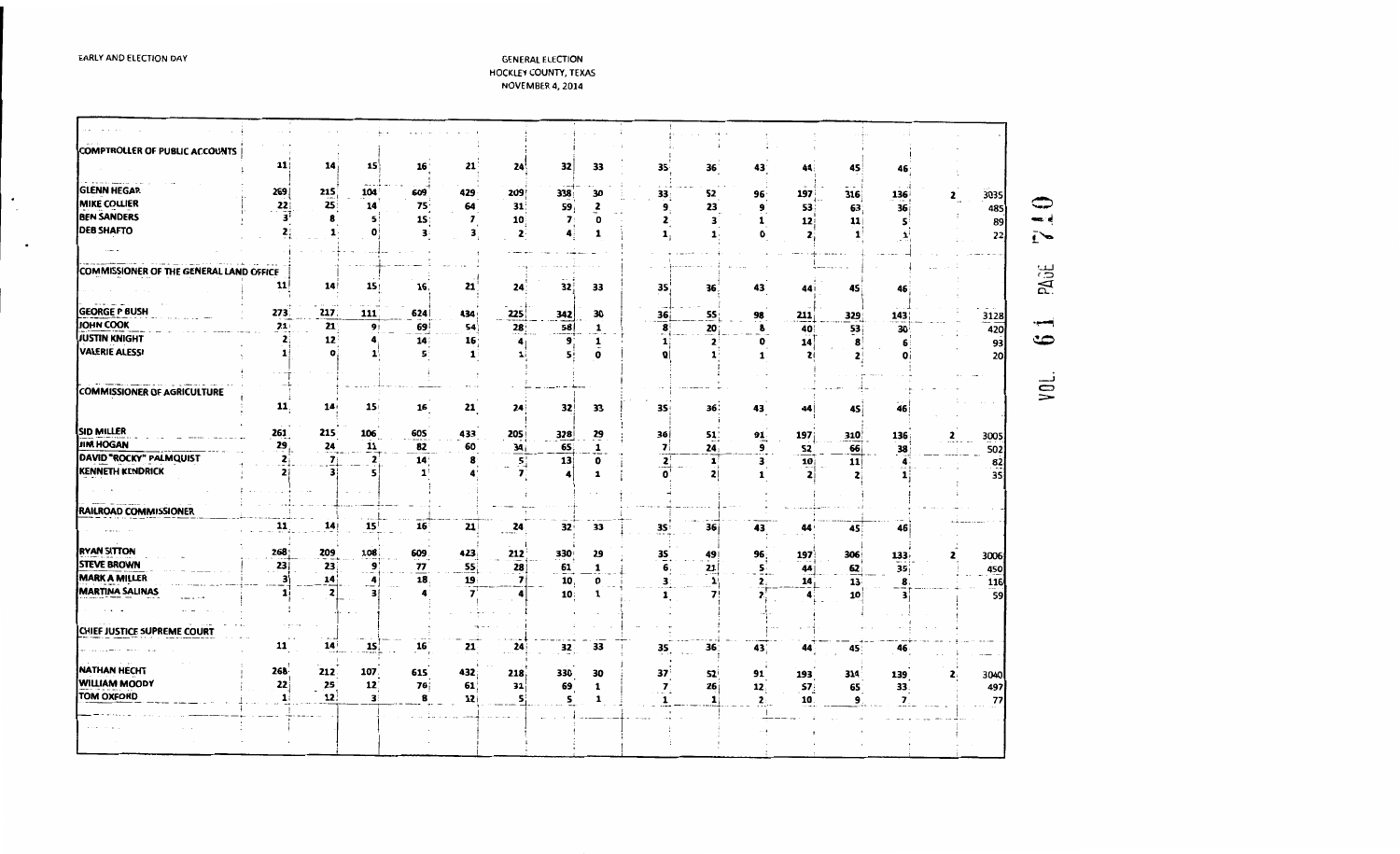EARLY AND ELECTION DAY

GENERAL ELECTION
HOCKLEY COUNTY, TEXAS
NOVEMBER 4, 2014

| COMPTROLLER OF PUBLIC ACCOUNTS | 11 | 14 | 15 | 16 | 21 | 24 | 32 | 33 | 35 | 36 | 43 | 44 | 45 | 46 | | |
|---|---|---|---|---|---|---|---|---|---|---|---|---|---|---|---|---|
| GLENN HEGAR | 269 | 215 | 104 | 609 | 429 | 209 | 338 | 30 | 33 | 52 | 96 | 197 | 316 | 136 | 2 | 3035 |
| MIKE COLLIER | 22 | 25 | 14 | 75 | 64 | 31 | 59 | 2 | 9 | 23 | 9 | 53 | 63 | 36 | | 485 |
| BEN SANDERS | 3 | 8 | 5 | 15 | 7 | 10 | 7 | 0 | 2 | 3 | 1 | 12 | 11 | 5 | | 89 |
| DEB SHAFTO | 2 | 1 | 0 | 3 | 3 | 2 | 4 | 1 | 1 | 1 | 0 | 2 | 1 | 1 | | 22 |
| **COMMISSIONER OF THE GENERAL LAND OFFICE** | 11 | 14 | 15 | 16 | 21 | 24 | 32 | 33 | 35 | 36 | 43 | 44 | 45 | 46 | | |
| GEORGE P BUSH | 273 | 217 | 111 | 624 | 434 | 225 | 342 | 30 | 36 | 55 | 98 | 211 | 329 | 143 | | 3128 |
| JOHN COOK | 21 | 21 | 9 | 69 | 54 | 28 | 58 | 1 | 8 | 20 | 8 | 40 | 53 | 30 | | 420 |
| JUSTIN KNIGHT | 2 | 12 | 4 | 14 | 16 | 4 | 9 | 1 | 1 | 2 | 0 | 14 | 8 | 6 | | 93 |
| VALERIE ALESSI | 1 | 0 | 1 | 5 | 1 | 1 | 5 | 0 | 0 | 1 | 1 | 2 | 2 | 0 | | 20 |
| **COMMISSIONER OF AGRICULTURE** | 11 | 14 | 15 | 16 | 21 | 24 | 32 | 33 | 35 | 36 | 43 | 44 | 45 | 46 | | |
| SID MILLER | 261 | 215 | 106 | 605 | 433 | 205 | 328 | 29 | 36 | 51 | 91 | 197 | 310 | 136 | 2 | 3005 |
| JIM HOGAN | 29 | 24 | 11 | 82 | 60 | 34 | 65 | 1 | 7 | 24 | 9 | 52 | 66 | 38 | | 502 |
| DAVID "ROCKY" PALMQUIST | 2 | 7 | 2 | 14 | 8 | 5 | 13 | 0 | 2 | 1 | 3 | 10 | 11 | 4 | | 82 |
| KENNETH KENDRICK | 2 | 3 | 5 | 1 | 4 | 7 | 4 | 1 | 0 | 2 | 1 | 2 | 2 | 1 | | 35 |
| **RAILROAD COMMISSIONER** | 11 | 14 | 15 | 16 | 21 | 24 | 32 | 33 | 35 | 36 | 43 | 44 | 45 | 46 | | |
| RYAN SITTON | 268 | 209 | 108 | 609 | 423 | 212 | 330 | 29 | 35 | 49 | 96 | 197 | 306 | 133 | 2 | 3006 |
| STEVE BROWN | 23 | 23 | 9 | 77 | 55 | 28 | 61 | 1 | 6 | 21 | 5 | 44 | 62 | 35 | | 450 |
| MARK A MILLER | 3 | 14 | 4 | 18 | 19 | 7 | 10 | 0 | 3 | 1 | 2 | 14 | 13 | 8 | | 116 |
| MARTINA SALINAS | 1 | 2 | 3 | 4 | 7 | 4 | 10 | 1 | 1 | 7 | 7 | 4 | 10 | 3 | | 59 |
| **CHIEF JUSTICE SUPREME COURT** | 11 | 14 | 15 | 16 | 21 | 24 | 32 | 33 | 35 | 36 | 43 | 44 | 45 | 46 | | |
| NATHAN HECHT | 268 | 212 | 107 | 615 | 432 | 218 | 330 | 30 | 37 | 52 | 91 | 193 | 314 | 139 | 2 | 3040 |
| WILLIAM MOODY | 22 | 25 | 12 | 76 | 61 | 31 | 69 | 1 | 7 | 26 | 12 | 57 | 65 | 33 | | 497 |
| TOM OXFORD | 1 | 12 | 3 | 8 | 12 | 5 | 5 | 1 | 1 | 1 | 2 | 10 | 9 | 7 | | 77 |

VOL. 61 PAGE 710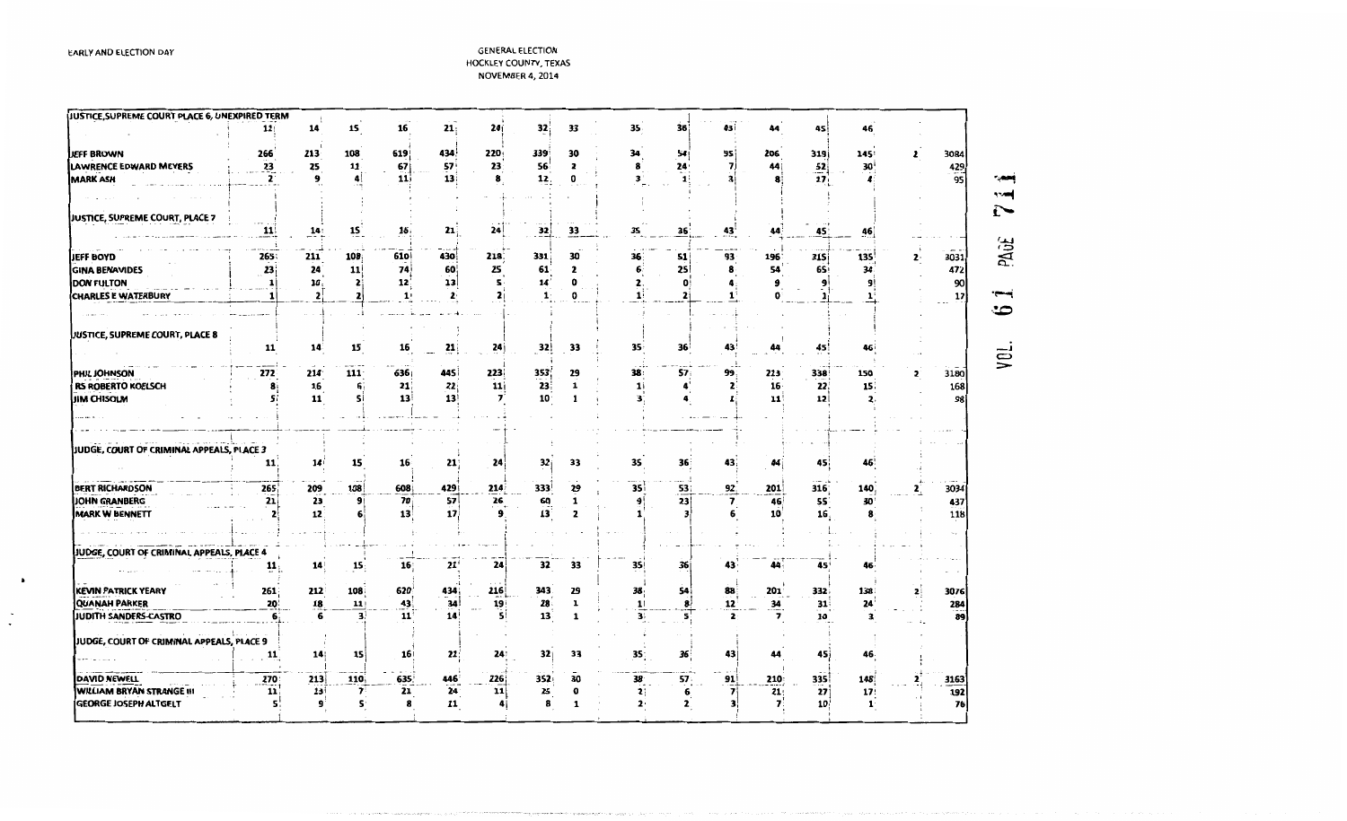EARLY AND ELECTION DAY

GENERAL ELECTION
HOCKLEY COUNTY, TEXAS
NOVEMBER 4, 2014

| JUSTICE, SUPREME COURT PLACE 6, UNEXPIRED TERM | 11 | 14 | 15 | 16 | 21 | 24 | 32 | 33 | 35 | 36 | 43 | 44 | 45 | 46 | | |
|---|---|---|---|---|---|---|---|---|---|---|---|---|---|---|---|---|
| JEFF BROWN | 266 | 213 | 108 | 619 | 434 | 220 | 339 | 30 | 34 | 54 | 95 | 206 | 319 | 145 | 2 | 3084 |
| LAWRENCE EDWARD MEYERS | 23 | 25 | 11 | 67 | 57 | 23 | 56 | 2 | 8 | 24 | 7 | 44 | 52 | 30 | | 429 |
| MARK ASH | 2 | 9 | 4 | 11 | 13 | 8 | 12 | 0 | 3 | 1 | 3 | 8 | 17 | 4 | | 95 |

| JUSTICE, SUPREME COURT, PLACE 7 | 11 | 14 | 15 | 16 | 21 | 24 | 32 | 33 | 35 | 36 | 43 | 44 | 45 | 46 | | |
|---|---|---|---|---|---|---|---|---|---|---|---|---|---|---|---|---|
| JEFF BOYD | 265 | 211 | 108 | 610 | 430 | 218 | 331 | 30 | 36 | 51 | 93 | 196 | 315 | 135 | 2 | 3031 |
| GINA BENAVIDES | 23 | 24 | 11 | 74 | 60 | 25 | 61 | 2 | 6 | 25 | 8 | 54 | 65 | 34 | | 472 |
| DON FULTON | 1 | 10 | 2 | 12 | 13 | 5 | 14 | 0 | 2 | 0 | 4 | 9 | 9 | 9 | | 90 |
| CHARLES E WATERBURY | 1 | 2 | 2 | 1 | 2 | 2 | 1 | 0 | 1 | 2 | 1 | 0 | 1 | 1 | | 17 |

| JUSTICE, SUPREME COURT, PLACE 8 | 11 | 14 | 15 | 16 | 21 | 24 | 32 | 33 | 35 | 36 | 43 | 44 | 45 | 46 | | |
|---|---|---|---|---|---|---|---|---|---|---|---|---|---|---|---|---|
| PHIL JOHNSON | 272 | 214 | 111 | 636 | 445 | 223 | 353 | 29 | 38 | 57 | 99 | 213 | 338 | 150 | 2 | 3180 |
| RS ROBERTO KOELSCH | 8 | 16 | 6 | 21 | 22 | 11 | 23 | 1 | 1 | 4 | 2 | 16 | 22 | 15 | | 168 |
| JIM CHISOLM | 5 | 11 | 5 | 13 | 13 | 7 | 10 | 1 | 3 | 4 | 1 | 11 | 12 | 2 | | 98 |

| JUDGE, COURT OF CRIMINAL APPEALS, PLACE 3 | 11 | 14 | 15 | 16 | 21 | 24 | 32 | 33 | 35 | 36 | 43 | 44 | 45 | 46 | | |
|---|---|---|---|---|---|---|---|---|---|---|---|---|---|---|---|---|
| BERT RICHARDSON | 265 | 209 | 108 | 608 | 429 | 214 | 333 | 29 | 35 | 53 | 92 | 201 | 316 | 140 | 2 | 3034 |
| JOHN GRANBERG | 21 | 23 | 9 | 70 | 57 | 26 | 60 | 1 | 9 | 23 | 7 | 46 | 55 | 30 | | 437 |
| MARK W BENNETT | 2 | 12 | 6 | 13 | 17 | 9 | 13 | 2 | 1 | 3 | 6 | 10 | 16 | 8 | | 118 |

| JUDGE, COURT OF CRIMINAL APPEALS, PLACE 4 | 11 | 14 | 15 | 16 | 21 | 24 | 32 | 33 | 35 | 36 | 43 | 44 | 45 | 46 | | |
|---|---|---|---|---|---|---|---|---|---|---|---|---|---|---|---|---|
| KEVIN PATRICK YEARY | 261 | 212 | 108 | 620 | 434 | 216 | 343 | 29 | 38 | 54 | 88 | 201 | 332 | 138 | 2 | 3076 |
| QUANAH PARKER | 20 | 18 | 11 | 43 | 34 | 19 | 28 | 1 | 1 | 8 | 12 | 34 | 31 | 24 | | 284 |
| JUDITH SANDERS-CASTRO | 6 | 6 | 3 | 11 | 14 | 5 | 13 | 1 | 3 | 5 | 2 | 7 | 10 | 3 | | 89 |

| JUDGE, COURT OF CRIMINAL APPEALS, PLACE 9 | 11 | 14 | 15 | 16 | 21 | 24 | 32 | 33 | 35 | 36 | 43 | 44 | 45 | 46 | | |
|---|---|---|---|---|---|---|---|---|---|---|---|---|---|---|---|---|
| DAVID NEWELL | 270 | 213 | 110 | 635 | 446 | 226 | 352 | 30 | 38 | 57 | 91 | 210 | 335 | 148 | 2 | 3163 |
| WILLIAM BRYAN STRANGE III | 11 | 23 | 7 | 21 | 24 | 11 | 25 | 0 | 2 | 6 | 7 | 21 | 27 | 17 | | 192 |
| GEORGE JOSEPH ALTGELT | 5 | 9 | 5 | 8 | 11 | 4 | 8 | 1 | 2 | 2 | 3 | 7 | 10 | 1 | | 76 |

VOL. 61 PAGE 711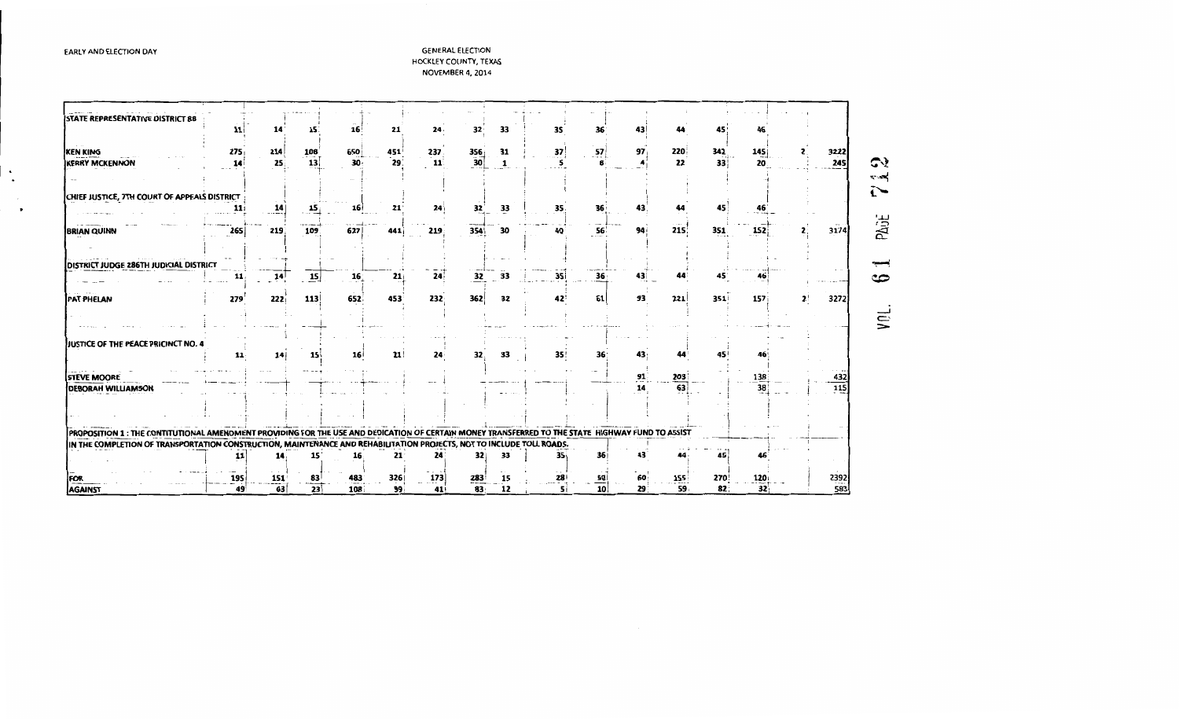EARLY AND ELECTION DAY

GENERAL ELECTION
HOCKLEY COUNTY, TEXAS
NOVEMBER 4, 2014

| | | | | | | | | | | | | | | | | |
|---|---|---|---|---|---|---|---|---|---|---|---|---|---|---|---|---|
| **STATE REPRESENTATIVE DISTRICT 88** | 11 | 14 | 15 | 16 | 21 | 24 | 32 | 33 | 35 | 36 | 43 | 44 | 45 | 46 | | |
| KEN KING | 275 | 214 | 108 | 650 | 451 | 237 | 356 | 31 | 37 | 57 | 97 | 220 | 342 | 145 | 2 | 3222 |
| KERRY MCKENNON | 14 | 25 | 13 | 30 | 29 | 11 | 30 | 1 | 5 | 8 | 4 | 22 | 33 | 20 | | 245 |
| **CHIEF JUSTICE, 7TH COURT OF APPEALS DISTRICT** | 11 | 14 | 15 | 16 | 21 | 24 | 32 | 33 | 35 | 36 | 43 | 44 | 45 | 46 | | |
| BRIAN QUINN | 265 | 219 | 109 | 627 | 441 | 219 | 354 | 30 | 40 | 56 | 94 | 215 | 351 | 152 | 2 | 3174 |
| **DISTRICT JUDGE 286TH JUDICIAL DISTRICT** | 11 | 14 | 15 | 16 | 21 | 24 | 32 | 33 | 35 | 36 | 43 | 44 | 45 | 46 | | |
| PAT PHELAN | 279 | 222 | 113 | 652 | 453 | 232 | 362 | 32 | 42 | 61 | 93 | 221 | 351 | 157 | 2 | 3272 |
| **JUSTICE OF THE PEACE PRECINCT NO. 4** | 11 | 14 | 15 | 16 | 21 | 24 | 32 | 33 | 35 | 36 | 43 | 44 | 45 | 46 | | |
| STEVE MOORE | | | | | | | | | | | 91 | 203 | | 138 | | 432 |
| DEBORAH WILLIAMSON | | | | | | | | | | | 14 | 63 | | 38 | | 115 |
| **PROPOSITION 1 : THE CONSTITUTIONAL AMENDMENT PROVIDING FOR THE USE AND DEDICATION OF CERTAIN MONEY TRANSFERRED TO THE STATE HIGHWAY FUND TO ASSIST IN THE COMPLETION OF TRANSPORTATION CONSTRUCTION, MAINTENANCE AND REHABILITATION PROJECTS, NOT TO INCLUDE TOLL ROADS.** | 11 | 14 | 15 | 16 | 21 | 24 | 32 | 33 | 35 | 36 | 43 | 44 | 45 | 46 | | |
| FOR | 195 | 151 | 83 | 483 | 326 | 173 | 283 | 15 | 28 | 50 | 60 | 155 | 270 | 120 | | 2392 |
| AGAINST | 49 | 63 | 23 | 108 | 99 | 41 | 83 | 12 | 5 | 10 | 29 | 59 | 82 | 32 | | 583 |